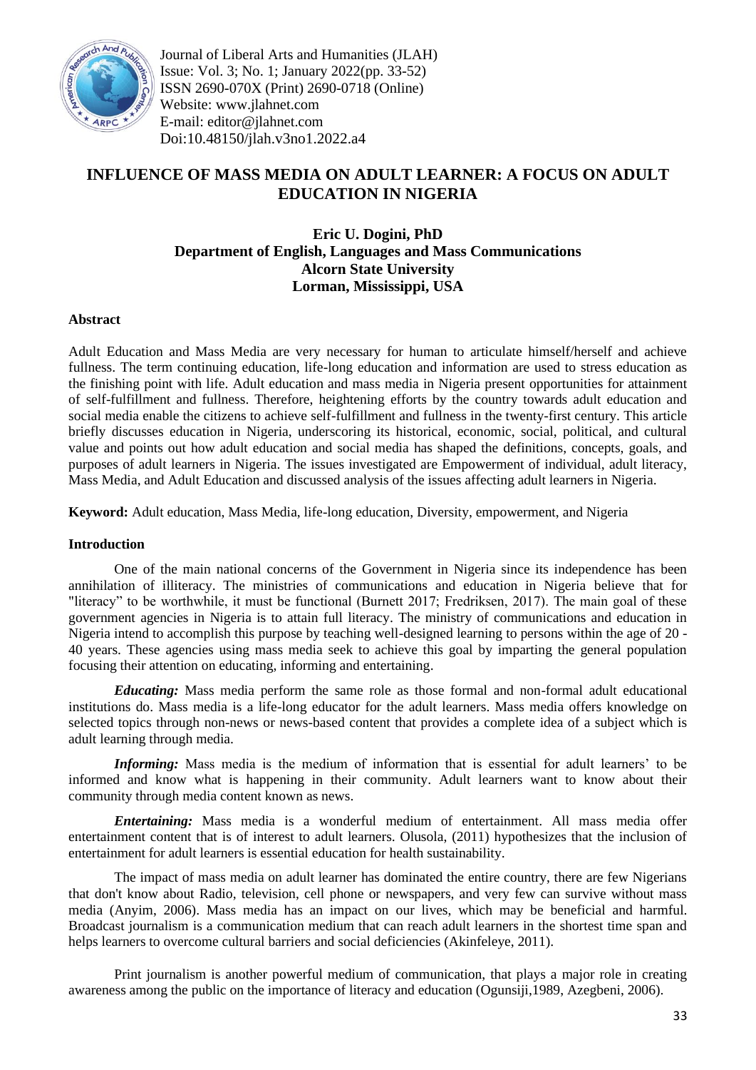Journal of Liberal Arts and Humanities (JLAH)
Issue: Vol. 3; No. 1; January 2022(pp. 33-52)
ISSN 2690-070X (Print) 2690-0718 (Online)
Website: www.jlahnet.com
E-mail: editor@jlahnet.com
Doi:10.48150/jlah.v3no1.2022.a4

# INFLUENCE OF MASS MEDIA ON ADULT LEARNER: A FOCUS ON ADULT EDUCATION IN NIGERIA

**Eric U. Dogini, PhD**
**Department of English, Languages and Mass Communications**
**Alcorn State University**
**Lorman, Mississippi, USA**

## Abstract

Adult Education and Mass Media are very necessary for human to articulate himself/herself and achieve fullness. The term continuing education, life-long education and information are used to stress education as the finishing point with life. Adult education and mass media in Nigeria present opportunities for attainment of self-fulfillment and fullness. Therefore, heightening efforts by the country towards adult education and social media enable the citizens to achieve self-fulfillment and fullness in the twenty-first century. This article briefly discusses education in Nigeria, underscoring its historical, economic, social, political, and cultural value and points out how adult education and social media has shaped the definitions, concepts, goals, and purposes of adult learners in Nigeria. The issues investigated are Empowerment of individual, adult literacy, Mass Media, and Adult Education and discussed analysis of the issues affecting adult learners in Nigeria.

**Keyword:** Adult education, Mass Media, life-long education, Diversity, empowerment, and Nigeria

## Introduction

One of the main national concerns of the Government in Nigeria since its independence has been annihilation of illiteracy. The ministries of communications and education in Nigeria believe that for "literacy" to be worthwhile, it must be functional (Burnett 2017; Fredriksen, 2017). The main goal of these government agencies in Nigeria is to attain full literacy. The ministry of communications and education in Nigeria intend to accomplish this purpose by teaching well-designed learning to persons within the age of 20 - 40 years. These agencies using mass media seek to achieve this goal by imparting the general population focusing their attention on educating, informing and entertaining.

***Educating:*** Mass media perform the same role as those formal and non-formal adult educational institutions do. Mass media is a life-long educator for the adult learners. Mass media offers knowledge on selected topics through non-news or news-based content that provides a complete idea of a subject which is adult learning through media.

***Informing:*** Mass media is the medium of information that is essential for adult learners' to be informed and know what is happening in their community. Adult learners want to know about their community through media content known as news.

***Entertaining:*** Mass media is a wonderful medium of entertainment. All mass media offer entertainment content that is of interest to adult learners. Olusola, (2011) hypothesizes that the inclusion of entertainment for adult learners is essential education for health sustainability.

The impact of mass media on adult learner has dominated the entire country, there are few Nigerians that don't know about Radio, television, cell phone or newspapers, and very few can survive without mass media (Anyim, 2006). Mass media has an impact on our lives, which may be beneficial and harmful. Broadcast journalism is a communication medium that can reach adult learners in the shortest time span and helps learners to overcome cultural barriers and social deficiencies (Akinfeleye, 2011).

Print journalism is another powerful medium of communication, that plays a major role in creating awareness among the public on the importance of literacy and education (Ogunsiji,1989, Azegbeni, 2006).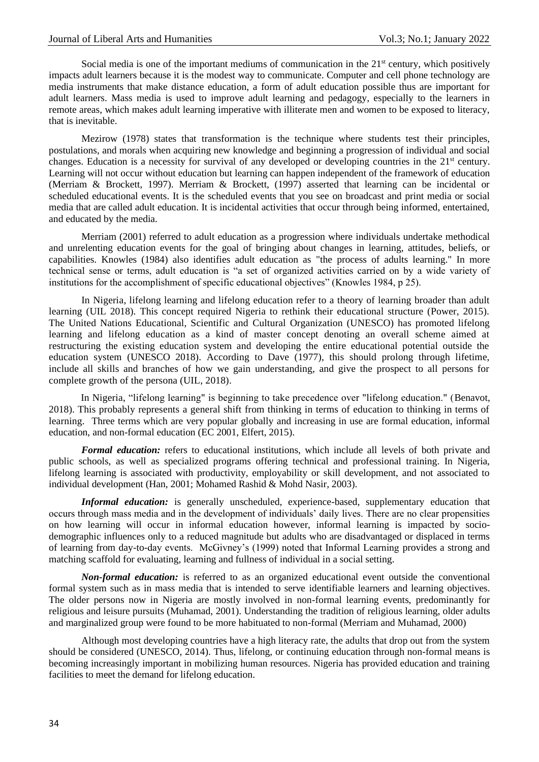Social media is one of the important mediums of communication in the 21st century, which positively impacts adult learners because it is the modest way to communicate. Computer and cell phone technology are media instruments that make distance education, a form of adult education possible thus are important for adult learners. Mass media is used to improve adult learning and pedagogy, especially to the learners in remote areas, which makes adult learning imperative with illiterate men and women to be exposed to literacy, that is inevitable.

Mezirow (1978) states that transformation is the technique where students test their principles, postulations, and morals when acquiring new knowledge and beginning a progression of individual and social changes. Education is a necessity for survival of any developed or developing countries in the 21st century. Learning will not occur without education but learning can happen independent of the framework of education (Merriam & Brockett, 1997). Merriam & Brockett, (1997) asserted that learning can be incidental or scheduled educational events. It is the scheduled events that you see on broadcast and print media or social media that are called adult education. It is incidental activities that occur through being informed, entertained, and educated by the media.

Merriam (2001) referred to adult education as a progression where individuals undertake methodical and unrelenting education events for the goal of bringing about changes in learning, attitudes, beliefs, or capabilities. Knowles (1984) also identifies adult education as "the process of adults learning." In more technical sense or terms, adult education is "a set of organized activities carried on by a wide variety of institutions for the accomplishment of specific educational objectives" (Knowles 1984, p 25).

In Nigeria, lifelong learning and lifelong education refer to a theory of learning broader than adult learning (UIL 2018). This concept required Nigeria to rethink their educational structure (Power, 2015). The United Nations Educational, Scientific and Cultural Organization (UNESCO) has promoted lifelong learning and lifelong education as a kind of master concept denoting an overall scheme aimed at restructuring the existing education system and developing the entire educational potential outside the education system (UNESCO 2018). According to Dave (1977), this should prolong through lifetime, include all skills and branches of how we gain understanding, and give the prospect to all persons for complete growth of the persona (UIL, 2018).

In Nigeria, "lifelong learning" is beginning to take precedence over "lifelong education." (Benavot, 2018). This probably represents a general shift from thinking in terms of education to thinking in terms of learning. Three terms which are very popular globally and increasing in use are formal education, informal education, and non-formal education (EC 2001, Elfert, 2015).

***Formal education:*** refers to educational institutions, which include all levels of both private and public schools, as well as specialized programs offering technical and professional training. In Nigeria, lifelong learning is associated with productivity, employability or skill development, and not associated to individual development (Han, 2001; Mohamed Rashid & Mohd Nasir, 2003).

***Informal education:*** is generally unscheduled, experience-based, supplementary education that occurs through mass media and in the development of individuals' daily lives. There are no clear propensities on how learning will occur in informal education however, informal learning is impacted by socio-demographic influences only to a reduced magnitude but adults who are disadvantaged or displaced in terms of learning from day-to-day events. McGivney's (1999) noted that Informal Learning provides a strong and matching scaffold for evaluating, learning and fullness of individual in a social setting.

***Non-formal education:*** is referred to as an organized educational event outside the conventional formal system such as in mass media that is intended to serve identifiable learners and learning objectives. The older persons now in Nigeria are mostly involved in non-formal learning events, predominantly for religious and leisure pursuits (Muhamad, 2001). Understanding the tradition of religious learning, older adults and marginalized group were found to be more habituated to non-formal (Merriam and Muhamad, 2000)

Although most developing countries have a high literacy rate, the adults that drop out from the system should be considered (UNESCO, 2014). Thus, lifelong, or continuing education through non-formal means is becoming increasingly important in mobilizing human resources. Nigeria has provided education and training facilities to meet the demand for lifelong education.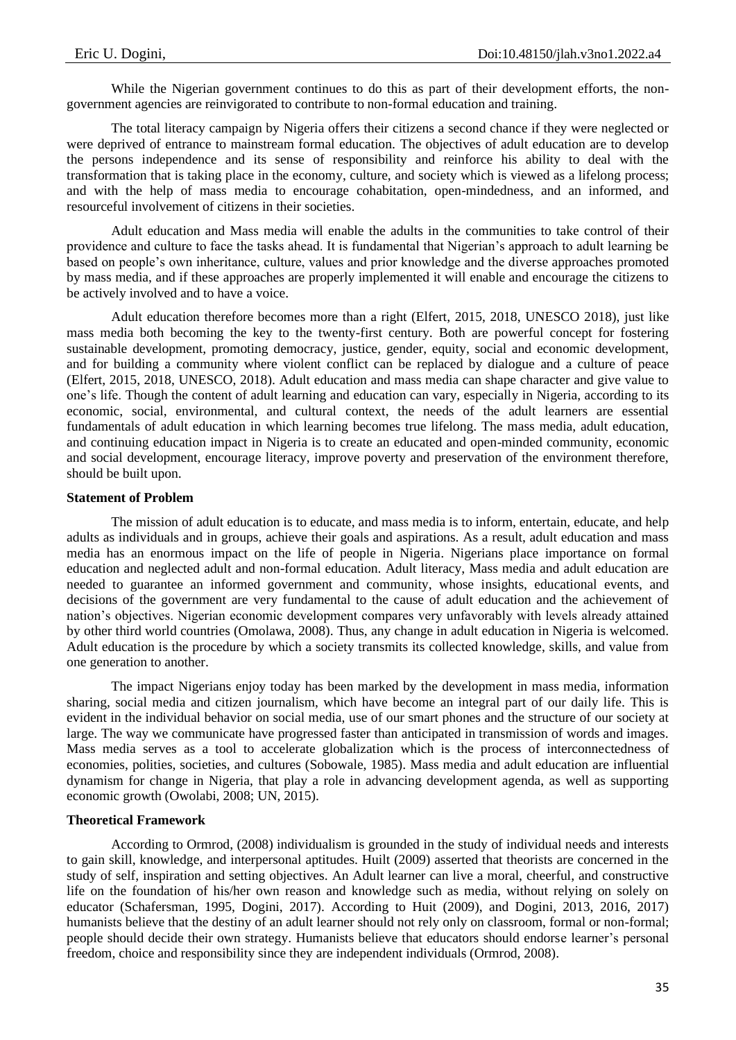While the Nigerian government continues to do this as part of their development efforts, the non-government agencies are reinvigorated to contribute to non-formal education and training.

The total literacy campaign by Nigeria offers their citizens a second chance if they were neglected or were deprived of entrance to mainstream formal education. The objectives of adult education are to develop the persons independence and its sense of responsibility and reinforce his ability to deal with the transformation that is taking place in the economy, culture, and society which is viewed as a lifelong process; and with the help of mass media to encourage cohabitation, open-mindedness, and an informed, and resourceful involvement of citizens in their societies.

Adult education and Mass media will enable the adults in the communities to take control of their providence and culture to face the tasks ahead. It is fundamental that Nigerian's approach to adult learning be based on people's own inheritance, culture, values and prior knowledge and the diverse approaches promoted by mass media, and if these approaches are properly implemented it will enable and encourage the citizens to be actively involved and to have a voice.

Adult education therefore becomes more than a right (Elfert, 2015, 2018, UNESCO 2018), just like mass media both becoming the key to the twenty-first century. Both are powerful concept for fostering sustainable development, promoting democracy, justice, gender, equity, social and economic development, and for building a community where violent conflict can be replaced by dialogue and a culture of peace (Elfert, 2015, 2018, UNESCO, 2018). Adult education and mass media can shape character and give value to one's life. Though the content of adult learning and education can vary, especially in Nigeria, according to its economic, social, environmental, and cultural context, the needs of the adult learners are essential fundamentals of adult education in which learning becomes true lifelong. The mass media, adult education, and continuing education impact in Nigeria is to create an educated and open-minded community, economic and social development, encourage literacy, improve poverty and preservation of the environment therefore, should be built upon.

**Statement of Problem**

The mission of adult education is to educate, and mass media is to inform, entertain, educate, and help adults as individuals and in groups, achieve their goals and aspirations. As a result, adult education and mass media has an enormous impact on the life of people in Nigeria. Nigerians place importance on formal education and neglected adult and non-formal education. Adult literacy, Mass media and adult education are needed to guarantee an informed government and community, whose insights, educational events, and decisions of the government are very fundamental to the cause of adult education and the achievement of nation's objectives. Nigerian economic development compares very unfavorably with levels already attained by other third world countries (Omolawa, 2008). Thus, any change in adult education in Nigeria is welcomed. Adult education is the procedure by which a society transmits its collected knowledge, skills, and value from one generation to another.

The impact Nigerians enjoy today has been marked by the development in mass media, information sharing, social media and citizen journalism, which have become an integral part of our daily life. This is evident in the individual behavior on social media, use of our smart phones and the structure of our society at large. The way we communicate have progressed faster than anticipated in transmission of words and images. Mass media serves as a tool to accelerate globalization which is the process of interconnectedness of economies, polities, societies, and cultures (Sobowale, 1985). Mass media and adult education are influential dynamism for change in Nigeria, that play a role in advancing development agenda, as well as supporting economic growth (Owolabi, 2008; UN, 2015).

**Theoretical Framework**

According to Ormrod, (2008) individualism is grounded in the study of individual needs and interests to gain skill, knowledge, and interpersonal aptitudes. Huilt (2009) asserted that theorists are concerned in the study of self, inspiration and setting objectives. An Adult learner can live a moral, cheerful, and constructive life on the foundation of his/her own reason and knowledge such as media, without relying on solely on educator (Schafersman, 1995, Dogini, 2017). According to Huit (2009), and Dogini, 2013, 2016, 2017) humanists believe that the destiny of an adult learner should not rely only on classroom, formal or non-formal; people should decide their own strategy. Humanists believe that educators should endorse learner's personal freedom, choice and responsibility since they are independent individuals (Ormrod, 2008).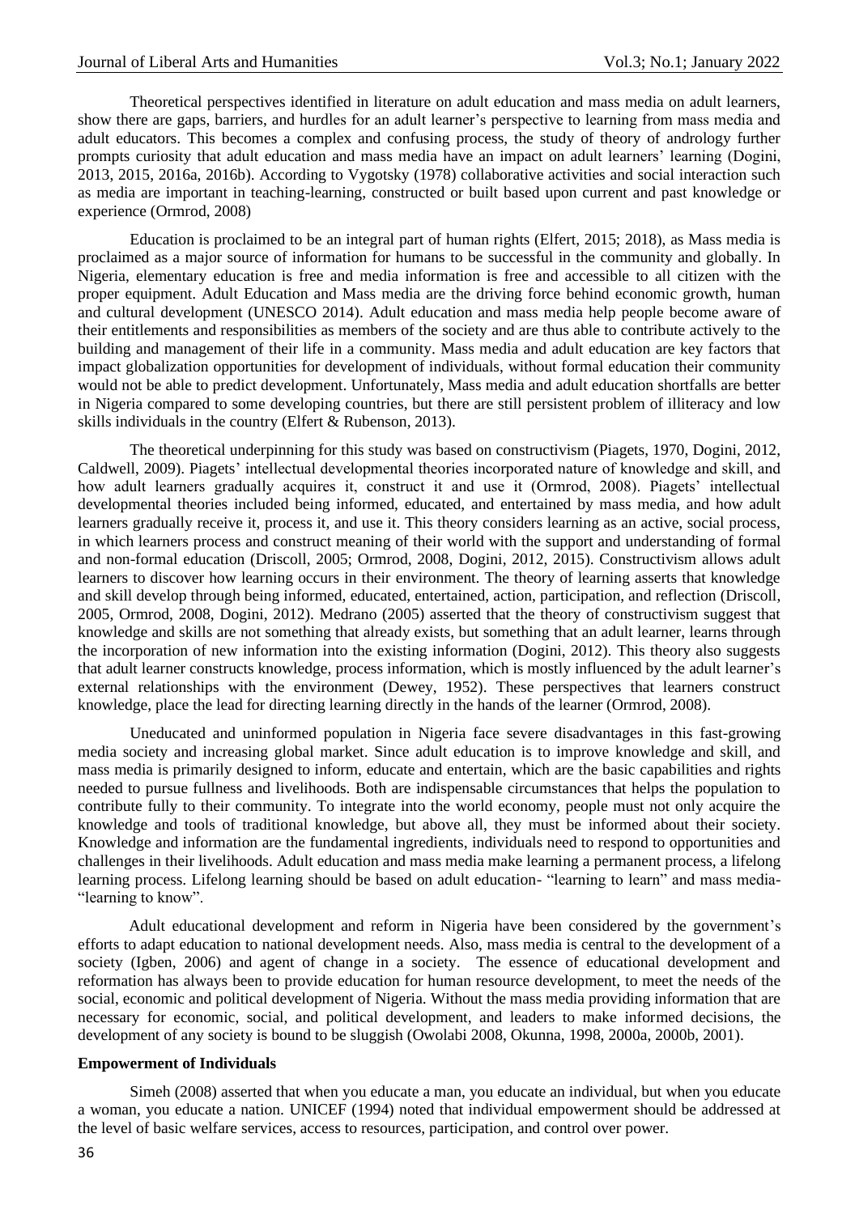Theoretical perspectives identified in literature on adult education and mass media on adult learners, show there are gaps, barriers, and hurdles for an adult learner's perspective to learning from mass media and adult educators. This becomes a complex and confusing process, the study of theory of andrology further prompts curiosity that adult education and mass media have an impact on adult learners' learning (Dogini, 2013, 2015, 2016a, 2016b). According to Vygotsky (1978) collaborative activities and social interaction such as media are important in teaching-learning, constructed or built based upon current and past knowledge or experience (Ormrod, 2008)

Education is proclaimed to be an integral part of human rights (Elfert, 2015; 2018), as Mass media is proclaimed as a major source of information for humans to be successful in the community and globally. In Nigeria, elementary education is free and media information is free and accessible to all citizen with the proper equipment. Adult Education and Mass media are the driving force behind economic growth, human and cultural development (UNESCO 2014). Adult education and mass media help people become aware of their entitlements and responsibilities as members of the society and are thus able to contribute actively to the building and management of their life in a community. Mass media and adult education are key factors that impact globalization opportunities for development of individuals, without formal education their community would not be able to predict development. Unfortunately, Mass media and adult education shortfalls are better in Nigeria compared to some developing countries, but there are still persistent problem of illiteracy and low skills individuals in the country (Elfert & Rubenson, 2013).

The theoretical underpinning for this study was based on constructivism (Piagets, 1970, Dogini, 2012, Caldwell, 2009). Piagets' intellectual developmental theories incorporated nature of knowledge and skill, and how adult learners gradually acquires it, construct it and use it (Ormrod, 2008). Piagets' intellectual developmental theories included being informed, educated, and entertained by mass media, and how adult learners gradually receive it, process it, and use it. This theory considers learning as an active, social process, in which learners process and construct meaning of their world with the support and understanding of formal and non-formal education (Driscoll, 2005; Ormrod, 2008, Dogini, 2012, 2015). Constructivism allows adult learners to discover how learning occurs in their environment. The theory of learning asserts that knowledge and skill develop through being informed, educated, entertained, action, participation, and reflection (Driscoll, 2005, Ormrod, 2008, Dogini, 2012). Medrano (2005) asserted that the theory of constructivism suggest that knowledge and skills are not something that already exists, but something that an adult learner, learns through the incorporation of new information into the existing information (Dogini, 2012). This theory also suggests that adult learner constructs knowledge, process information, which is mostly influenced by the adult learner's external relationships with the environment (Dewey, 1952). These perspectives that learners construct knowledge, place the lead for directing learning directly in the hands of the learner (Ormrod, 2008).

Uneducated and uninformed population in Nigeria face severe disadvantages in this fast-growing media society and increasing global market. Since adult education is to improve knowledge and skill, and mass media is primarily designed to inform, educate and entertain, which are the basic capabilities and rights needed to pursue fullness and livelihoods. Both are indispensable circumstances that helps the population to contribute fully to their community. To integrate into the world economy, people must not only acquire the knowledge and tools of traditional knowledge, but above all, they must be informed about their society. Knowledge and information are the fundamental ingredients, individuals need to respond to opportunities and challenges in their livelihoods. Adult education and mass media make learning a permanent process, a lifelong learning process. Lifelong learning should be based on adult education- "learning to learn" and mass media- "learning to know".

Adult educational development and reform in Nigeria have been considered by the government's efforts to adapt education to national development needs. Also, mass media is central to the development of a society (Igben, 2006) and agent of change in a society. The essence of educational development and reformation has always been to provide education for human resource development, to meet the needs of the social, economic and political development of Nigeria. Without the mass media providing information that are necessary for economic, social, and political development, and leaders to make informed decisions, the development of any society is bound to be sluggish (Owolabi 2008, Okunna, 1998, 2000a, 2000b, 2001).

**Empowerment of Individuals**

Simeh (2008) asserted that when you educate a man, you educate an individual, but when you educate a woman, you educate a nation. UNICEF (1994) noted that individual empowerment should be addressed at the level of basic welfare services, access to resources, participation, and control over power.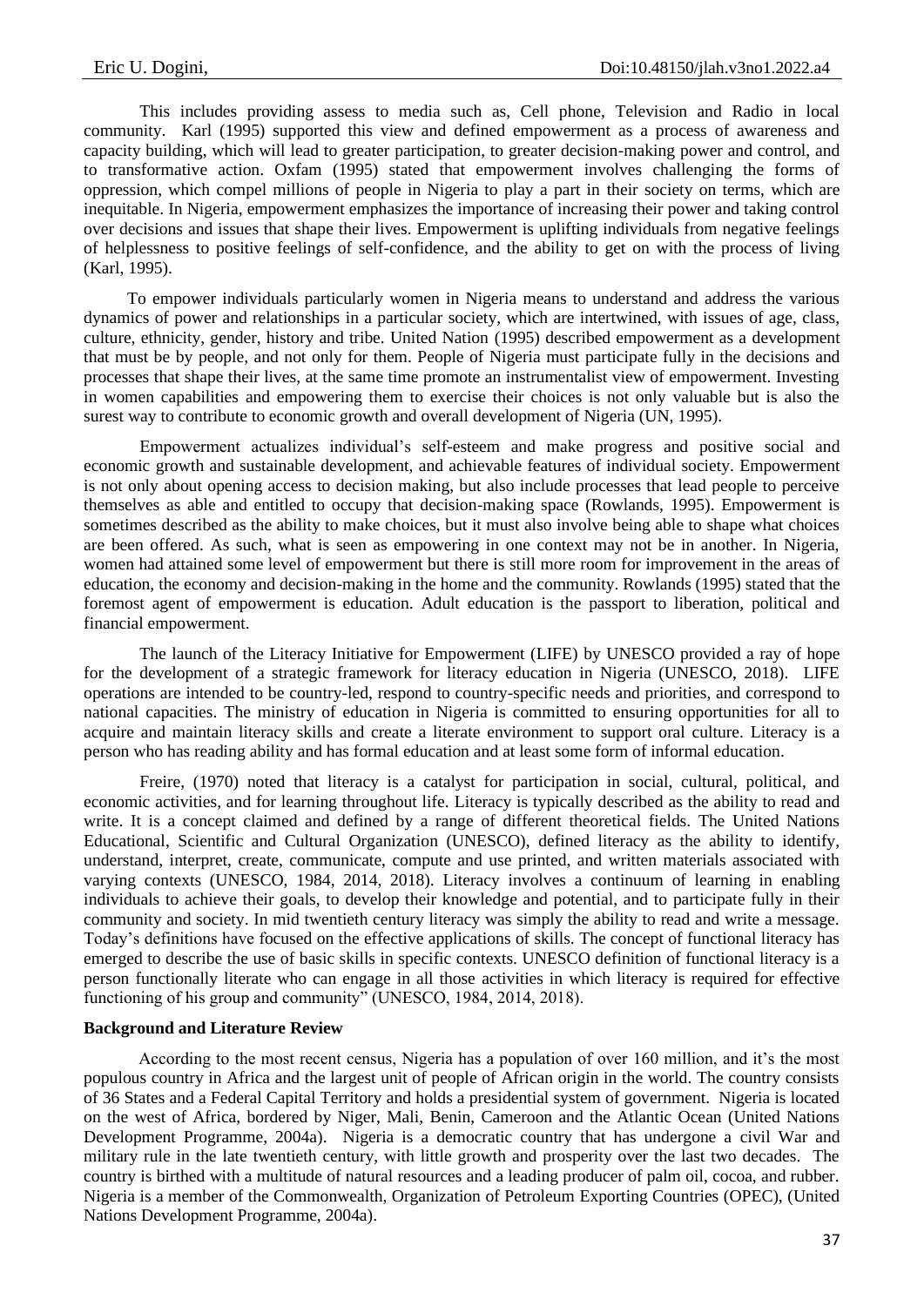This includes providing assess to media such as, Cell phone, Television and Radio in local community. Karl (1995) supported this view and defined empowerment as a process of awareness and capacity building, which will lead to greater participation, to greater decision-making power and control, and to transformative action. Oxfam (1995) stated that empowerment involves challenging the forms of oppression, which compel millions of people in Nigeria to play a part in their society on terms, which are inequitable. In Nigeria, empowerment emphasizes the importance of increasing their power and taking control over decisions and issues that shape their lives. Empowerment is uplifting individuals from negative feelings of helplessness to positive feelings of self-confidence, and the ability to get on with the process of living (Karl, 1995).

To empower individuals particularly women in Nigeria means to understand and address the various dynamics of power and relationships in a particular society, which are intertwined, with issues of age, class, culture, ethnicity, gender, history and tribe. United Nation (1995) described empowerment as a development that must be by people, and not only for them. People of Nigeria must participate fully in the decisions and processes that shape their lives, at the same time promote an instrumentalist view of empowerment. Investing in women capabilities and empowering them to exercise their choices is not only valuable but is also the surest way to contribute to economic growth and overall development of Nigeria (UN, 1995).

Empowerment actualizes individual's self-esteem and make progress and positive social and economic growth and sustainable development, and achievable features of individual society. Empowerment is not only about opening access to decision making, but also include processes that lead people to perceive themselves as able and entitled to occupy that decision-making space (Rowlands, 1995). Empowerment is sometimes described as the ability to make choices, but it must also involve being able to shape what choices are been offered. As such, what is seen as empowering in one context may not be in another. In Nigeria, women had attained some level of empowerment but there is still more room for improvement in the areas of education, the economy and decision-making in the home and the community. Rowlands (1995) stated that the foremost agent of empowerment is education. Adult education is the passport to liberation, political and financial empowerment.

The launch of the Literacy Initiative for Empowerment (LIFE) by UNESCO provided a ray of hope for the development of a strategic framework for literacy education in Nigeria (UNESCO, 2018). LIFE operations are intended to be country-led, respond to country-specific needs and priorities, and correspond to national capacities. The ministry of education in Nigeria is committed to ensuring opportunities for all to acquire and maintain literacy skills and create a literate environment to support oral culture. Literacy is a person who has reading ability and has formal education and at least some form of informal education.

Freire, (1970) noted that literacy is a catalyst for participation in social, cultural, political, and economic activities, and for learning throughout life. Literacy is typically described as the ability to read and write. It is a concept claimed and defined by a range of different theoretical fields. The United Nations Educational, Scientific and Cultural Organization (UNESCO), defined literacy as the ability to identify, understand, interpret, create, communicate, compute and use printed, and written materials associated with varying contexts (UNESCO, 1984, 2014, 2018). Literacy involves a continuum of learning in enabling individuals to achieve their goals, to develop their knowledge and potential, and to participate fully in their community and society. In mid twentieth century literacy was simply the ability to read and write a message. Today's definitions have focused on the effective applications of skills. The concept of functional literacy has emerged to describe the use of basic skills in specific contexts. UNESCO definition of functional literacy is a person functionally literate who can engage in all those activities in which literacy is required for effective functioning of his group and community" (UNESCO, 1984, 2014, 2018).

**Background and Literature Review**

According to the most recent census, Nigeria has a population of over 160 million, and it's the most populous country in Africa and the largest unit of people of African origin in the world. The country consists of 36 States and a Federal Capital Territory and holds a presidential system of government. Nigeria is located on the west of Africa, bordered by Niger, Mali, Benin, Cameroon and the Atlantic Ocean (United Nations Development Programme, 2004a). Nigeria is a democratic country that has undergone a civil War and military rule in the late twentieth century, with little growth and prosperity over the last two decades. The country is birthed with a multitude of natural resources and a leading producer of palm oil, cocoa, and rubber. Nigeria is a member of the Commonwealth, Organization of Petroleum Exporting Countries (OPEC), (United Nations Development Programme, 2004a).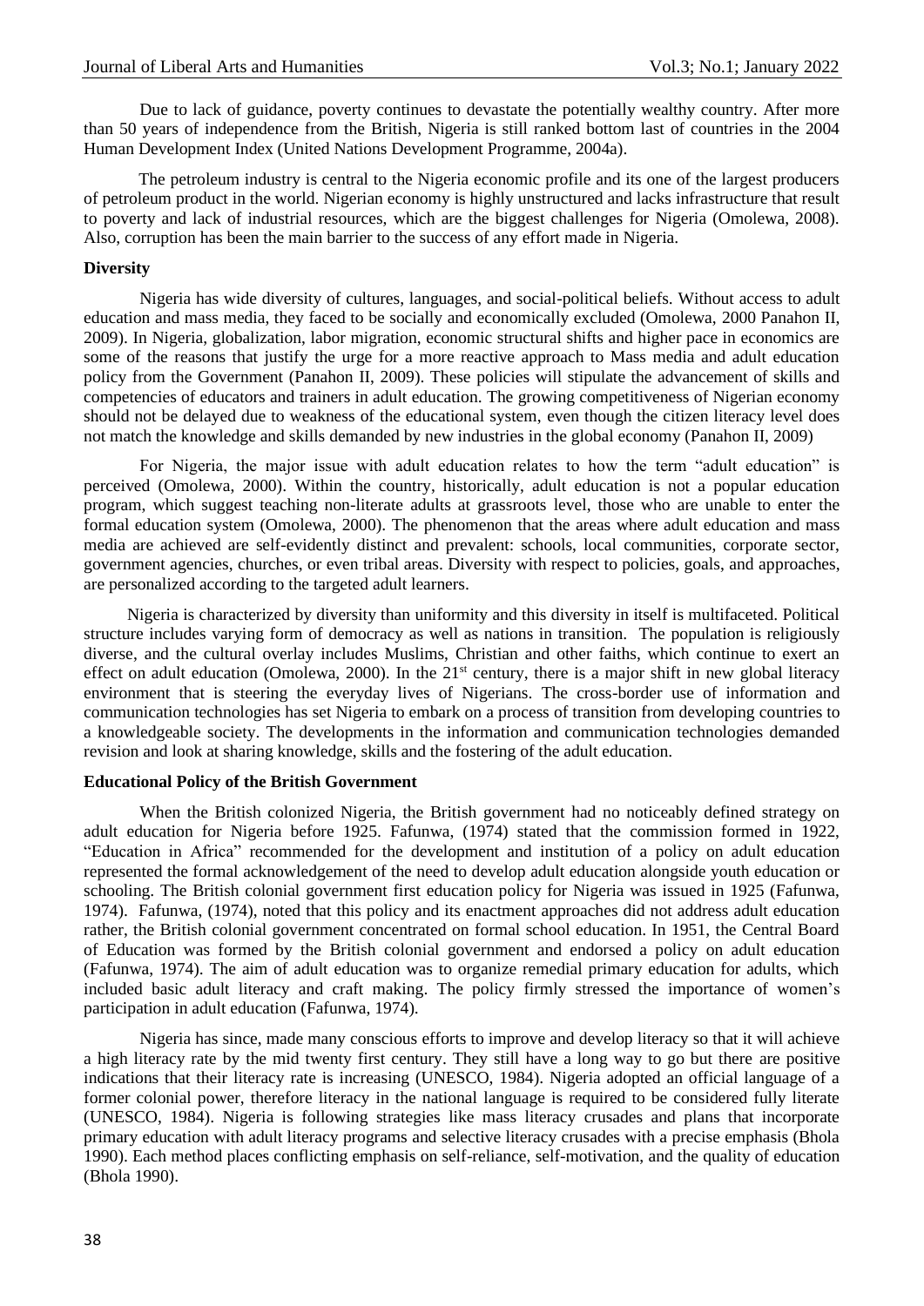Due to lack of guidance, poverty continues to devastate the potentially wealthy country. After more than 50 years of independence from the British, Nigeria is still ranked bottom last of countries in the 2004 Human Development Index (United Nations Development Programme, 2004a).

The petroleum industry is central to the Nigeria economic profile and its one of the largest producers of petroleum product in the world. Nigerian economy is highly unstructured and lacks infrastructure that result to poverty and lack of industrial resources, which are the biggest challenges for Nigeria (Omolewa, 2008). Also, corruption has been the main barrier to the success of any effort made in Nigeria.

**Diversity**

Nigeria has wide diversity of cultures, languages, and social-political beliefs. Without access to adult education and mass media, they faced to be socially and economically excluded (Omolewa, 2000 Panahon II, 2009). In Nigeria, globalization, labor migration, economic structural shifts and higher pace in economics are some of the reasons that justify the urge for a more reactive approach to Mass media and adult education policy from the Government (Panahon II, 2009). These policies will stipulate the advancement of skills and competencies of educators and trainers in adult education. The growing competitiveness of Nigerian economy should not be delayed due to weakness of the educational system, even though the citizen literacy level does not match the knowledge and skills demanded by new industries in the global economy (Panahon II, 2009)

For Nigeria, the major issue with adult education relates to how the term "adult education" is perceived (Omolewa, 2000). Within the country, historically, adult education is not a popular education program, which suggest teaching non-literate adults at grassroots level, those who are unable to enter the formal education system (Omolewa, 2000). The phenomenon that the areas where adult education and mass media are achieved are self-evidently distinct and prevalent: schools, local communities, corporate sector, government agencies, churches, or even tribal areas. Diversity with respect to policies, goals, and approaches, are personalized according to the targeted adult learners.

Nigeria is characterized by diversity than uniformity and this diversity in itself is multifaceted. Political structure includes varying form of democracy as well as nations in transition. The population is religiously diverse, and the cultural overlay includes Muslims, Christian and other faiths, which continue to exert an effect on adult education (Omolewa, 2000). In the 21st century, there is a major shift in new global literacy environment that is steering the everyday lives of Nigerians. The cross-border use of information and communication technologies has set Nigeria to embark on a process of transition from developing countries to a knowledgeable society. The developments in the information and communication technologies demanded revision and look at sharing knowledge, skills and the fostering of the adult education.

**Educational Policy of the British Government**

When the British colonized Nigeria, the British government had no noticeably defined strategy on adult education for Nigeria before 1925. Fafunwa, (1974) stated that the commission formed in 1922, "Education in Africa" recommended for the development and institution of a policy on adult education represented the formal acknowledgement of the need to develop adult education alongside youth education or schooling. The British colonial government first education policy for Nigeria was issued in 1925 (Fafunwa, 1974). Fafunwa, (1974), noted that this policy and its enactment approaches did not address adult education rather, the British colonial government concentrated on formal school education. In 1951, the Central Board of Education was formed by the British colonial government and endorsed a policy on adult education (Fafunwa, 1974). The aim of adult education was to organize remedial primary education for adults, which included basic adult literacy and craft making. The policy firmly stressed the importance of women's participation in adult education (Fafunwa, 1974).

Nigeria has since, made many conscious efforts to improve and develop literacy so that it will achieve a high literacy rate by the mid twenty first century. They still have a long way to go but there are positive indications that their literacy rate is increasing (UNESCO, 1984). Nigeria adopted an official language of a former colonial power, therefore literacy in the national language is required to be considered fully literate (UNESCO, 1984). Nigeria is following strategies like mass literacy crusades and plans that incorporate primary education with adult literacy programs and selective literacy crusades with a precise emphasis (Bhola 1990). Each method places conflicting emphasis on self-reliance, self-motivation, and the quality of education (Bhola 1990).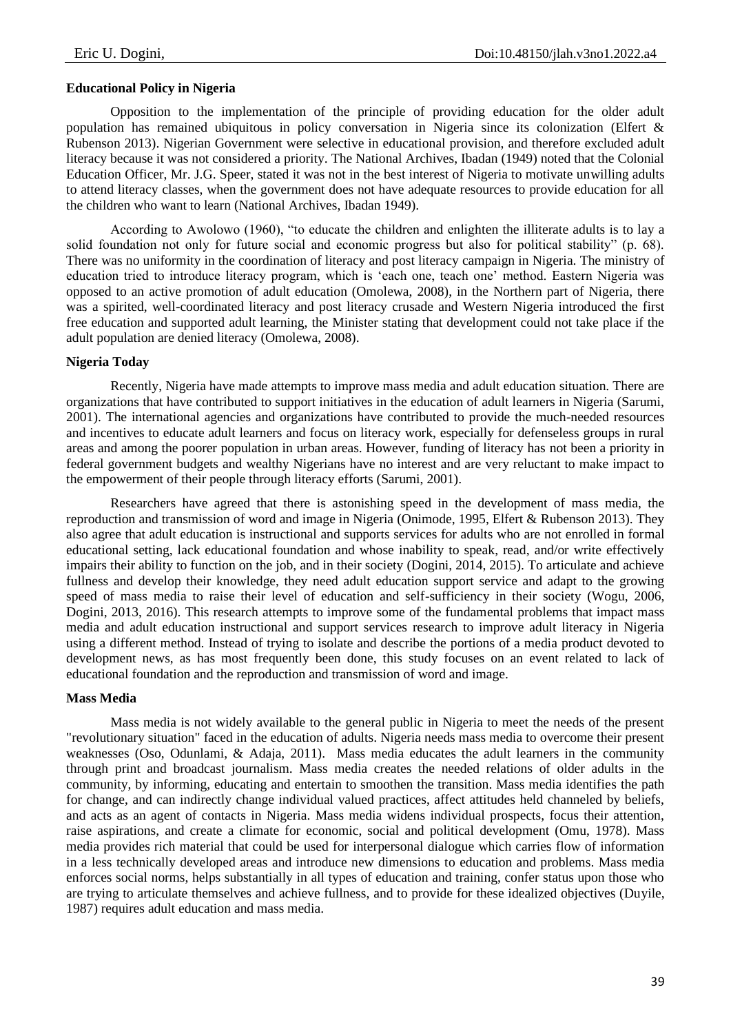**Educational Policy in Nigeria**

Opposition to the implementation of the principle of providing education for the older adult population has remained ubiquitous in policy conversation in Nigeria since its colonization (Elfert & Rubenson 2013). Nigerian Government were selective in educational provision, and therefore excluded adult literacy because it was not considered a priority. The National Archives, Ibadan (1949) noted that the Colonial Education Officer, Mr. J.G. Speer, stated it was not in the best interest of Nigeria to motivate unwilling adults to attend literacy classes, when the government does not have adequate resources to provide education for all the children who want to learn (National Archives, Ibadan 1949).

According to Awolowo (1960), "to educate the children and enlighten the illiterate adults is to lay a solid foundation not only for future social and economic progress but also for political stability" (p. 68). There was no uniformity in the coordination of literacy and post literacy campaign in Nigeria. The ministry of education tried to introduce literacy program, which is 'each one, teach one' method. Eastern Nigeria was opposed to an active promotion of adult education (Omolewa, 2008), in the Northern part of Nigeria, there was a spirited, well-coordinated literacy and post literacy crusade and Western Nigeria introduced the first free education and supported adult learning, the Minister stating that development could not take place if the adult population are denied literacy (Omolewa, 2008).

**Nigeria Today**

Recently, Nigeria have made attempts to improve mass media and adult education situation. There are organizations that have contributed to support initiatives in the education of adult learners in Nigeria (Sarumi, 2001). The international agencies and organizations have contributed to provide the much-needed resources and incentives to educate adult learners and focus on literacy work, especially for defenseless groups in rural areas and among the poorer population in urban areas. However, funding of literacy has not been a priority in federal government budgets and wealthy Nigerians have no interest and are very reluctant to make impact to the empowerment of their people through literacy efforts (Sarumi, 2001).

Researchers have agreed that there is astonishing speed in the development of mass media, the reproduction and transmission of word and image in Nigeria (Onimode, 1995, Elfert & Rubenson 2013). They also agree that adult education is instructional and supports services for adults who are not enrolled in formal educational setting, lack educational foundation and whose inability to speak, read, and/or write effectively impairs their ability to function on the job, and in their society (Dogini, 2014, 2015). To articulate and achieve fullness and develop their knowledge, they need adult education support service and adapt to the growing speed of mass media to raise their level of education and self-sufficiency in their society (Wogu, 2006, Dogini, 2013, 2016). This research attempts to improve some of the fundamental problems that impact mass media and adult education instructional and support services research to improve adult literacy in Nigeria using a different method. Instead of trying to isolate and describe the portions of a media product devoted to development news, as has most frequently been done, this study focuses on an event related to lack of educational foundation and the reproduction and transmission of word and image.

**Mass Media**

Mass media is not widely available to the general public in Nigeria to meet the needs of the present "revolutionary situation" faced in the education of adults. Nigeria needs mass media to overcome their present weaknesses (Oso, Odunlami, & Adaja, 2011). Mass media educates the adult learners in the community through print and broadcast journalism. Mass media creates the needed relations of older adults in the community, by informing, educating and entertain to smoothen the transition. Mass media identifies the path for change, and can indirectly change individual valued practices, affect attitudes held channeled by beliefs, and acts as an agent of contacts in Nigeria. Mass media widens individual prospects, focus their attention, raise aspirations, and create a climate for economic, social and political development (Omu, 1978). Mass media provides rich material that could be used for interpersonal dialogue which carries flow of information in a less technically developed areas and introduce new dimensions to education and problems. Mass media enforces social norms, helps substantially in all types of education and training, confer status upon those who are trying to articulate themselves and achieve fullness, and to provide for these idealized objectives (Duyile, 1987) requires adult education and mass media.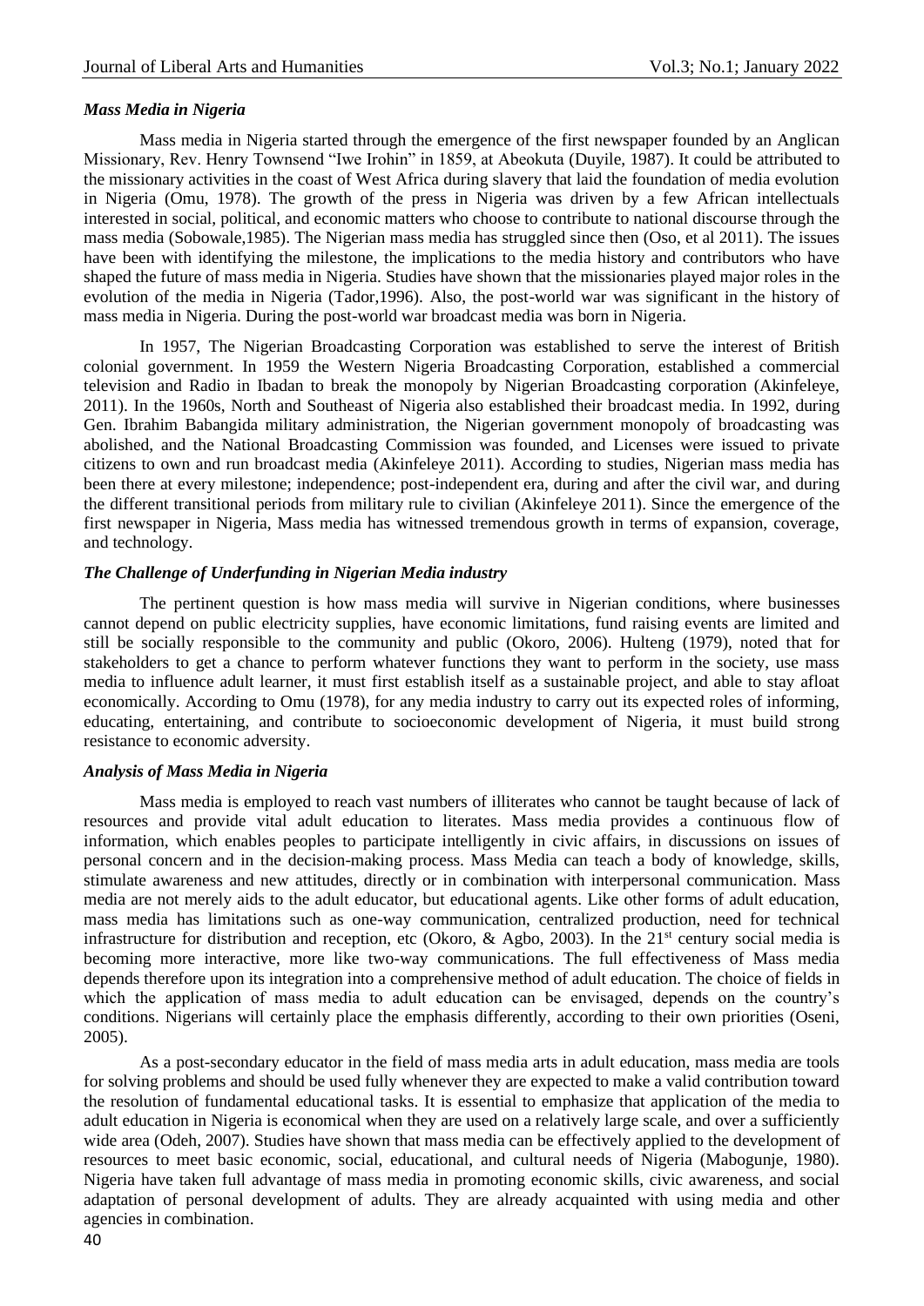### *Mass Media in Nigeria*

Mass media in Nigeria started through the emergence of the first newspaper founded by an Anglican Missionary, Rev. Henry Townsend "Iwe Irohin" in 1859, at Abeokuta (Duyile, 1987). It could be attributed to the missionary activities in the coast of West Africa during slavery that laid the foundation of media evolution in Nigeria (Omu, 1978). The growth of the press in Nigeria was driven by a few African intellectuals interested in social, political, and economic matters who choose to contribute to national discourse through the mass media (Sobowale,1985). The Nigerian mass media has struggled since then (Oso, et al 2011). The issues have been with identifying the milestone, the implications to the media history and contributors who have shaped the future of mass media in Nigeria. Studies have shown that the missionaries played major roles in the evolution of the media in Nigeria (Tador,1996). Also, the post-world war was significant in the history of mass media in Nigeria. During the post-world war broadcast media was born in Nigeria.

In 1957, The Nigerian Broadcasting Corporation was established to serve the interest of British colonial government. In 1959 the Western Nigeria Broadcasting Corporation, established a commercial television and Radio in Ibadan to break the monopoly by Nigerian Broadcasting corporation (Akinfeleye, 2011). In the 1960s, North and Southeast of Nigeria also established their broadcast media. In 1992, during Gen. Ibrahim Babangida military administration, the Nigerian government monopoly of broadcasting was abolished, and the National Broadcasting Commission was founded, and Licenses were issued to private citizens to own and run broadcast media (Akinfeleye 2011). According to studies, Nigerian mass media has been there at every milestone; independence; post-independent era, during and after the civil war, and during the different transitional periods from military rule to civilian (Akinfeleye 2011). Since the emergence of the first newspaper in Nigeria, Mass media has witnessed tremendous growth in terms of expansion, coverage, and technology.

### *The Challenge of Underfunding in Nigerian Media industry*

The pertinent question is how mass media will survive in Nigerian conditions, where businesses cannot depend on public electricity supplies, have economic limitations, fund raising events are limited and still be socially responsible to the community and public (Okoro, 2006). Hulteng (1979), noted that for stakeholders to get a chance to perform whatever functions they want to perform in the society, use mass media to influence adult learner, it must first establish itself as a sustainable project, and able to stay afloat economically. According to Omu (1978), for any media industry to carry out its expected roles of informing, educating, entertaining, and contribute to socioeconomic development of Nigeria, it must build strong resistance to economic adversity.

### *Analysis of Mass Media in Nigeria*

Mass media is employed to reach vast numbers of illiterates who cannot be taught because of lack of resources and provide vital adult education to literates. Mass media provides a continuous flow of information, which enables peoples to participate intelligently in civic affairs, in discussions on issues of personal concern and in the decision-making process. Mass Media can teach a body of knowledge, skills, stimulate awareness and new attitudes, directly or in combination with interpersonal communication. Mass media are not merely aids to the adult educator, but educational agents. Like other forms of adult education, mass media has limitations such as one-way communication, centralized production, need for technical infrastructure for distribution and reception, etc (Okoro, & Agbo, 2003). In the 21st century social media is becoming more interactive, more like two-way communications. The full effectiveness of Mass media depends therefore upon its integration into a comprehensive method of adult education. The choice of fields in which the application of mass media to adult education can be envisaged, depends on the country's conditions. Nigerians will certainly place the emphasis differently, according to their own priorities (Oseni, 2005).

As a post-secondary educator in the field of mass media arts in adult education, mass media are tools for solving problems and should be used fully whenever they are expected to make a valid contribution toward the resolution of fundamental educational tasks. It is essential to emphasize that application of the media to adult education in Nigeria is economical when they are used on a relatively large scale, and over a sufficiently wide area (Odeh, 2007). Studies have shown that mass media can be effectively applied to the development of resources to meet basic economic, social, educational, and cultural needs of Nigeria (Mabogunje, 1980). Nigeria have taken full advantage of mass media in promoting economic skills, civic awareness, and social adaptation of personal development of adults. They are already acquainted with using media and other agencies in combination.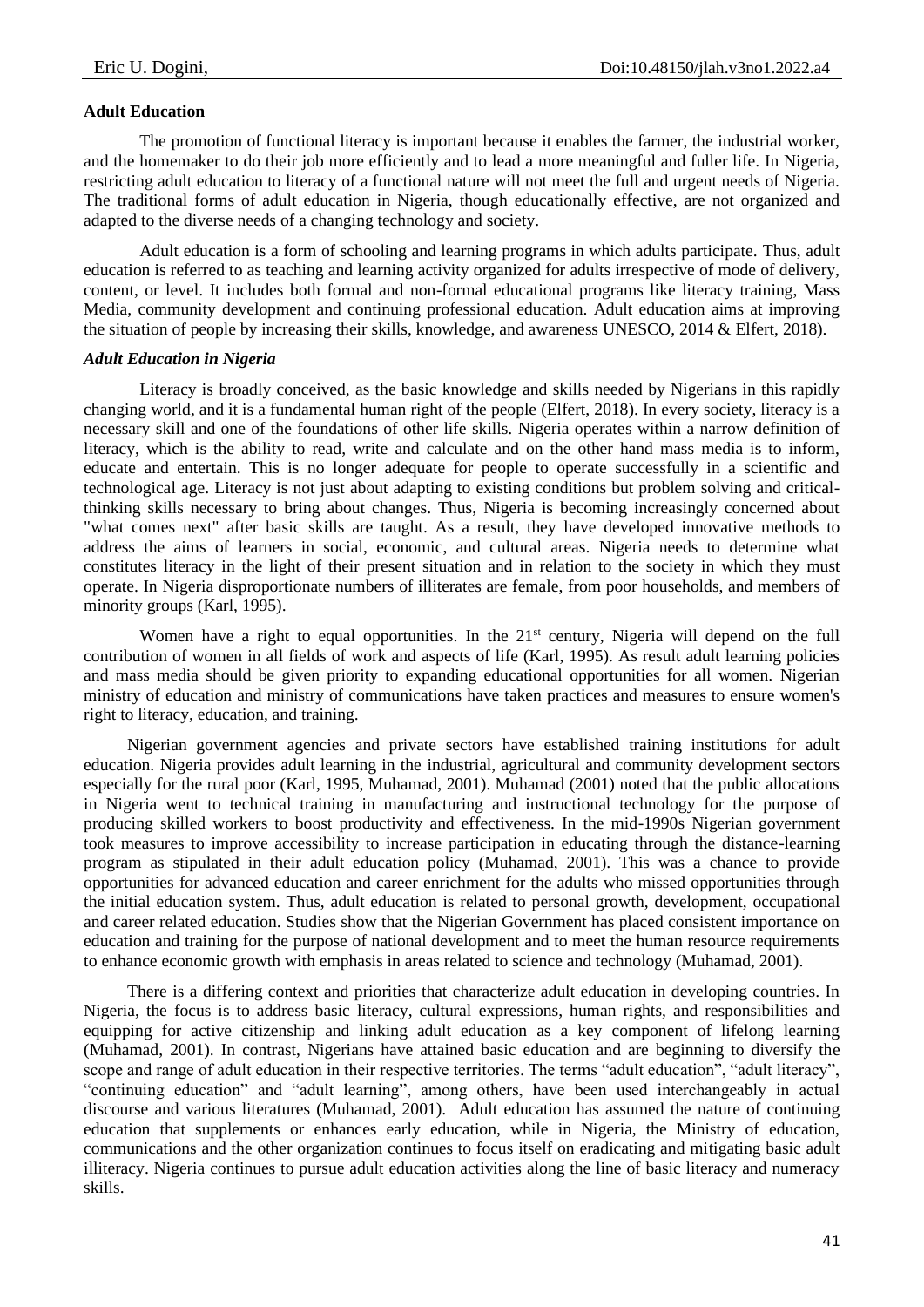**Adult Education**

The promotion of functional literacy is important because it enables the farmer, the industrial worker, and the homemaker to do their job more efficiently and to lead a more meaningful and fuller life. In Nigeria, restricting adult education to literacy of a functional nature will not meet the full and urgent needs of Nigeria. The traditional forms of adult education in Nigeria, though educationally effective, are not organized and adapted to the diverse needs of a changing technology and society.

Adult education is a form of schooling and learning programs in which adults participate. Thus, adult education is referred to as teaching and learning activity organized for adults irrespective of mode of delivery, content, or level. It includes both formal and non-formal educational programs like literacy training, Mass Media, community development and continuing professional education. Adult education aims at improving the situation of people by increasing their skills, knowledge, and awareness UNESCO, 2014 & Elfert, 2018).

***Adult Education in Nigeria***

Literacy is broadly conceived, as the basic knowledge and skills needed by Nigerians in this rapidly changing world, and it is a fundamental human right of the people (Elfert, 2018). In every society, literacy is a necessary skill and one of the foundations of other life skills. Nigeria operates within a narrow definition of literacy, which is the ability to read, write and calculate and on the other hand mass media is to inform, educate and entertain. This is no longer adequate for people to operate successfully in a scientific and technological age. Literacy is not just about adapting to existing conditions but problem solving and critical-thinking skills necessary to bring about changes. Thus, Nigeria is becoming increasingly concerned about "what comes next" after basic skills are taught. As a result, they have developed innovative methods to address the aims of learners in social, economic, and cultural areas. Nigeria needs to determine what constitutes literacy in the light of their present situation and in relation to the society in which they must operate. In Nigeria disproportionate numbers of illiterates are female, from poor households, and members of minority groups (Karl, 1995).

Women have a right to equal opportunities. In the 21st century, Nigeria will depend on the full contribution of women in all fields of work and aspects of life (Karl, 1995). As result adult learning policies and mass media should be given priority to expanding educational opportunities for all women. Nigerian ministry of education and ministry of communications have taken practices and measures to ensure women's right to literacy, education, and training.

Nigerian government agencies and private sectors have established training institutions for adult education. Nigeria provides adult learning in the industrial, agricultural and community development sectors especially for the rural poor (Karl, 1995, Muhamad, 2001). Muhamad (2001) noted that the public allocations in Nigeria went to technical training in manufacturing and instructional technology for the purpose of producing skilled workers to boost productivity and effectiveness. In the mid-1990s Nigerian government took measures to improve accessibility to increase participation in educating through the distance-learning program as stipulated in their adult education policy (Muhamad, 2001). This was a chance to provide opportunities for advanced education and career enrichment for the adults who missed opportunities through the initial education system. Thus, adult education is related to personal growth, development, occupational and career related education. Studies show that the Nigerian Government has placed consistent importance on education and training for the purpose of national development and to meet the human resource requirements to enhance economic growth with emphasis in areas related to science and technology (Muhamad, 2001).

There is a differing context and priorities that characterize adult education in developing countries. In Nigeria, the focus is to address basic literacy, cultural expressions, human rights, and responsibilities and equipping for active citizenship and linking adult education as a key component of lifelong learning (Muhamad, 2001). In contrast, Nigerians have attained basic education and are beginning to diversify the scope and range of adult education in their respective territories. The terms "adult education", "adult literacy", "continuing education" and "adult learning", among others, have been used interchangeably in actual discourse and various literatures (Muhamad, 2001). Adult education has assumed the nature of continuing education that supplements or enhances early education, while in Nigeria, the Ministry of education, communications and the other organization continues to focus itself on eradicating and mitigating basic adult illiteracy. Nigeria continues to pursue adult education activities along the line of basic literacy and numeracy skills.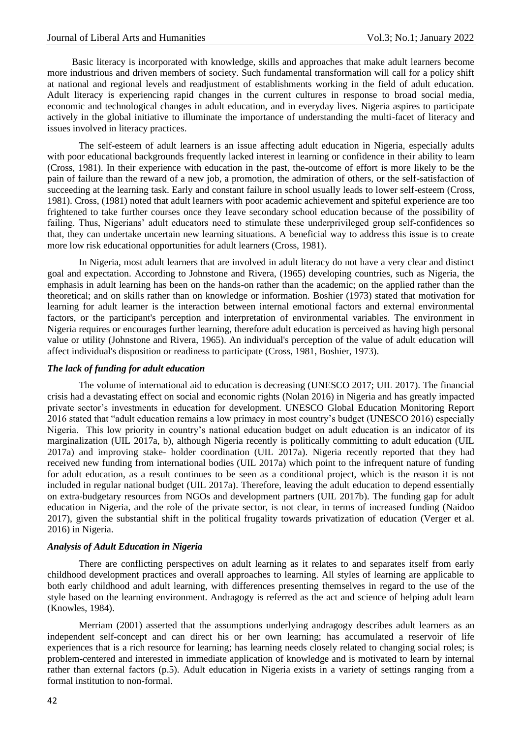Basic literacy is incorporated with knowledge, skills and approaches that make adult learners become more industrious and driven members of society. Such fundamental transformation will call for a policy shift at national and regional levels and readjustment of establishments working in the field of adult education. Adult literacy is experiencing rapid changes in the current cultures in response to broad social media, economic and technological changes in adult education, and in everyday lives. Nigeria aspires to participate actively in the global initiative to illuminate the importance of understanding the multi-facet of literacy and issues involved in literacy practices.

The self-esteem of adult learners is an issue affecting adult education in Nigeria, especially adults with poor educational backgrounds frequently lacked interest in learning or confidence in their ability to learn (Cross, 1981). In their experience with education in the past, the-outcome of effort is more likely to be the pain of failure than the reward of a new job, a promotion, the admiration of others, or the self-satisfaction of succeeding at the learning task. Early and constant failure in school usually leads to lower self-esteem (Cross, 1981). Cross, (1981) noted that adult learners with poor academic achievement and spiteful experience are too frightened to take further courses once they leave secondary school education because of the possibility of failing. Thus, Nigerians' adult educators need to stimulate these underprivileged group self-confidences so that, they can undertake uncertain new learning situations. A beneficial way to address this issue is to create more low risk educational opportunities for adult learners (Cross, 1981).

In Nigeria, most adult learners that are involved in adult literacy do not have a very clear and distinct goal and expectation. According to Johnstone and Rivera, (1965) developing countries, such as Nigeria, the emphasis in adult learning has been on the hands-on rather than the academic; on the applied rather than the theoretical; and on skills rather than on knowledge or information. Boshier (1973) stated that motivation for learning for adult learner is the interaction between internal emotional factors and external environmental factors, or the participant's perception and interpretation of environmental variables. The environment in Nigeria requires or encourages further learning, therefore adult education is perceived as having high personal value or utility (Johnstone and Rivera, 1965). An individual's perception of the value of adult education will affect individual's disposition or readiness to participate (Cross, 1981, Boshier, 1973).

### *The lack of funding for adult education*

The volume of international aid to education is decreasing (UNESCO 2017; UIL 2017). The financial crisis had a devastating effect on social and economic rights (Nolan 2016) in Nigeria and has greatly impacted private sector's investments in education for development. UNESCO Global Education Monitoring Report 2016 stated that "adult education remains a low primacy in most country's budget (UNESCO 2016) especially Nigeria. This low priority in country's national education budget on adult education is an indicator of its marginalization (UIL 2017a, b), although Nigeria recently is politically committing to adult education (UIL 2017a) and improving stake- holder coordination (UIL 2017a). Nigeria recently reported that they had received new funding from international bodies (UIL 2017a) which point to the infrequent nature of funding for adult education, as a result continues to be seen as a conditional project, which is the reason it is not included in regular national budget (UIL 2017a). Therefore, leaving the adult education to depend essentially on extra-budgetary resources from NGOs and development partners (UIL 2017b). The funding gap for adult education in Nigeria, and the role of the private sector, is not clear, in terms of increased funding (Naidoo 2017), given the substantial shift in the political frugality towards privatization of education (Verger et al. 2016) in Nigeria.

### *Analysis of Adult Education in Nigeria*

There are conflicting perspectives on adult learning as it relates to and separates itself from early childhood development practices and overall approaches to learning. All styles of learning are applicable to both early childhood and adult learning, with differences presenting themselves in regard to the use of the style based on the learning environment. Andragogy is referred as the act and science of helping adult learn (Knowles, 1984).

Merriam (2001) asserted that the assumptions underlying andragogy describes adult learners as an independent self-concept and can direct his or her own learning; has accumulated a reservoir of life experiences that is a rich resource for learning; has learning needs closely related to changing social roles; is problem-centered and interested in immediate application of knowledge and is motivated to learn by internal rather than external factors (p.5). Adult education in Nigeria exists in a variety of settings ranging from a formal institution to non-formal.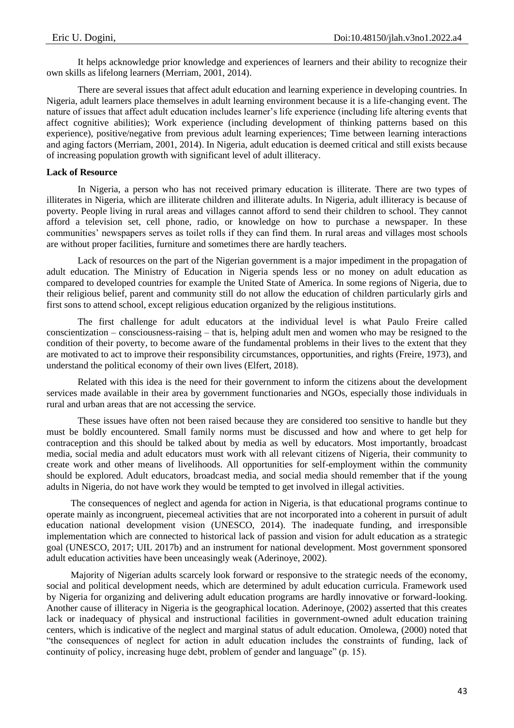It helps acknowledge prior knowledge and experiences of learners and their ability to recognize their own skills as lifelong learners (Merriam, 2001, 2014).

There are several issues that affect adult education and learning experience in developing countries. In Nigeria, adult learners place themselves in adult learning environment because it is a life-changing event. The nature of issues that affect adult education includes learner's life experience (including life altering events that affect cognitive abilities); Work experience (including development of thinking patterns based on this experience), positive/negative from previous adult learning experiences; Time between learning interactions and aging factors (Merriam, 2001, 2014). In Nigeria, adult education is deemed critical and still exists because of increasing population growth with significant level of adult illiteracy.

**Lack of Resource**

In Nigeria, a person who has not received primary education is illiterate. There are two types of illiterates in Nigeria, which are illiterate children and illiterate adults. In Nigeria, adult illiteracy is because of poverty. People living in rural areas and villages cannot afford to send their children to school. They cannot afford a television set, cell phone, radio, or knowledge on how to purchase a newspaper. In these communities' newspapers serves as toilet rolls if they can find them. In rural areas and villages most schools are without proper facilities, furniture and sometimes there are hardly teachers.

Lack of resources on the part of the Nigerian government is a major impediment in the propagation of adult education. The Ministry of Education in Nigeria spends less or no money on adult education as compared to developed countries for example the United State of America. In some regions of Nigeria, due to their religious belief, parent and community still do not allow the education of children particularly girls and first sons to attend school, except religious education organized by the religious institutions.

The first challenge for adult educators at the individual level is what Paulo Freire called conscientization – consciousness-raising – that is, helping adult men and women who may be resigned to the condition of their poverty, to become aware of the fundamental problems in their lives to the extent that they are motivated to act to improve their responsibility circumstances, opportunities, and rights (Freire, 1973), and understand the political economy of their own lives (Elfert, 2018).

Related with this idea is the need for their government to inform the citizens about the development services made available in their area by government functionaries and NGOs, especially those individuals in rural and urban areas that are not accessing the service.

These issues have often not been raised because they are considered too sensitive to handle but they must be boldly encountered. Small family norms must be discussed and how and where to get help for contraception and this should be talked about by media as well by educators. Most importantly, broadcast media, social media and adult educators must work with all relevant citizens of Nigeria, their community to create work and other means of livelihoods. All opportunities for self-employment within the community should be explored. Adult educators, broadcast media, and social media should remember that if the young adults in Nigeria, do not have work they would be tempted to get involved in illegal activities.

The consequences of neglect and agenda for action in Nigeria, is that educational programs continue to operate mainly as incongruent, piecemeal activities that are not incorporated into a coherent in pursuit of adult education national development vision (UNESCO, 2014). The inadequate funding, and irresponsible implementation which are connected to historical lack of passion and vision for adult education as a strategic goal (UNESCO, 2017; UIL 2017b) and an instrument for national development. Most government sponsored adult education activities have been unceasingly weak (Aderinoye, 2002).

Majority of Nigerian adults scarcely look forward or responsive to the strategic needs of the economy, social and political development needs, which are determined by adult education curricula. Framework used by Nigeria for organizing and delivering adult education programs are hardly innovative or forward-looking. Another cause of illiteracy in Nigeria is the geographical location. Aderinoye, (2002) asserted that this creates lack or inadequacy of physical and instructional facilities in government-owned adult education training centers, which is indicative of the neglect and marginal status of adult education. Omolewa, (2000) noted that "the consequences of neglect for action in adult education includes the constraints of funding, lack of continuity of policy, increasing huge debt, problem of gender and language" (p. 15).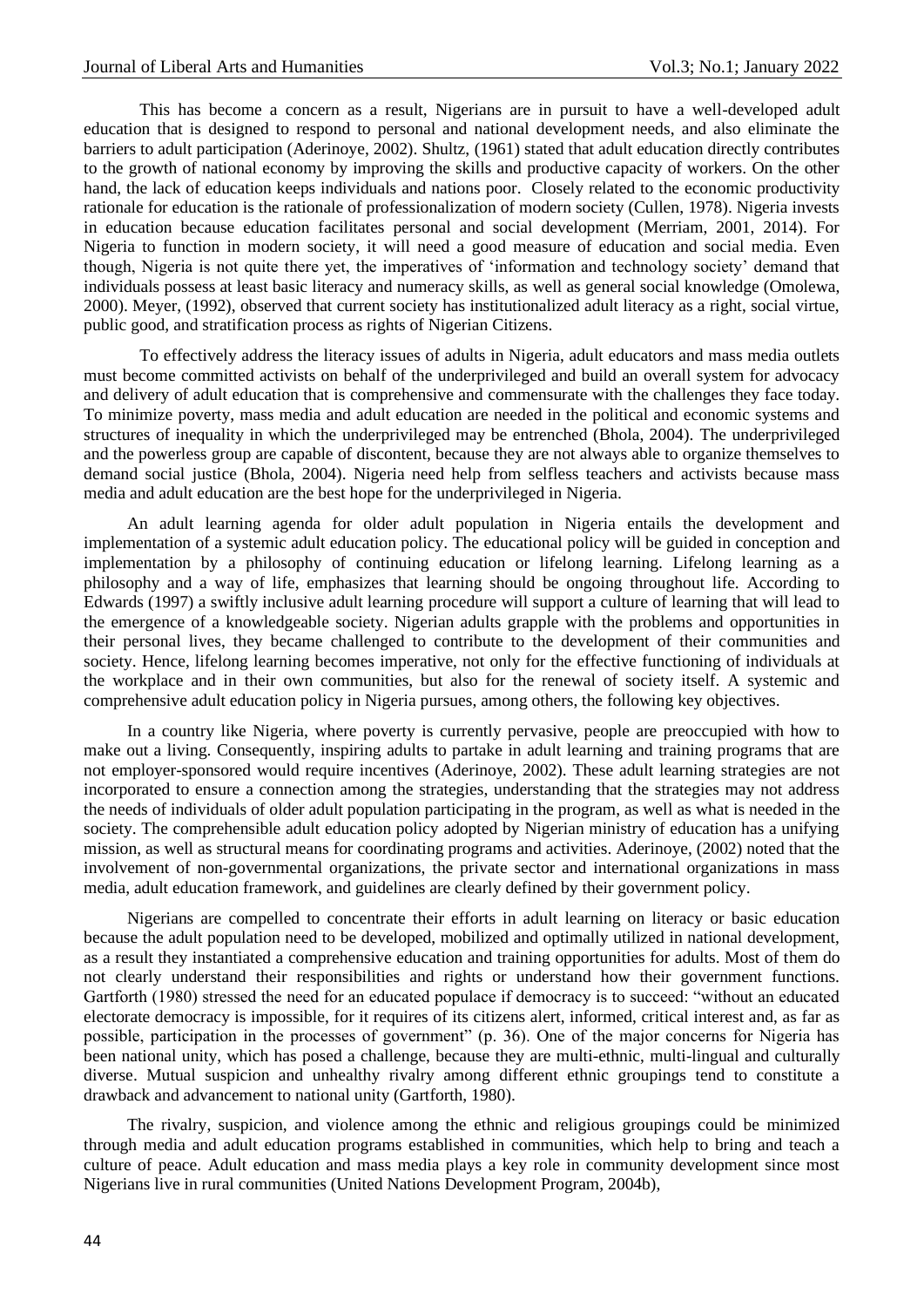This has become a concern as a result, Nigerians are in pursuit to have a well-developed adult education that is designed to respond to personal and national development needs, and also eliminate the barriers to adult participation (Aderinoye, 2002). Shultz, (1961) stated that adult education directly contributes to the growth of national economy by improving the skills and productive capacity of workers. On the other hand, the lack of education keeps individuals and nations poor. Closely related to the economic productivity rationale for education is the rationale of professionalization of modern society (Cullen, 1978). Nigeria invests in education because education facilitates personal and social development (Merriam, 2001, 2014). For Nigeria to function in modern society, it will need a good measure of education and social media. Even though, Nigeria is not quite there yet, the imperatives of 'information and technology society' demand that individuals possess at least basic literacy and numeracy skills, as well as general social knowledge (Omolewa, 2000). Meyer, (1992), observed that current society has institutionalized adult literacy as a right, social virtue, public good, and stratification process as rights of Nigerian Citizens.

To effectively address the literacy issues of adults in Nigeria, adult educators and mass media outlets must become committed activists on behalf of the underprivileged and build an overall system for advocacy and delivery of adult education that is comprehensive and commensurate with the challenges they face today. To minimize poverty, mass media and adult education are needed in the political and economic systems and structures of inequality in which the underprivileged may be entrenched (Bhola, 2004). The underprivileged and the powerless group are capable of discontent, because they are not always able to organize themselves to demand social justice (Bhola, 2004). Nigeria need help from selfless teachers and activists because mass media and adult education are the best hope for the underprivileged in Nigeria.

An adult learning agenda for older adult population in Nigeria entails the development and implementation of a systemic adult education policy. The educational policy will be guided in conception and implementation by a philosophy of continuing education or lifelong learning. Lifelong learning as a philosophy and a way of life, emphasizes that learning should be ongoing throughout life. According to Edwards (1997) a swiftly inclusive adult learning procedure will support a culture of learning that will lead to the emergence of a knowledgeable society. Nigerian adults grapple with the problems and opportunities in their personal lives, they became challenged to contribute to the development of their communities and society. Hence, lifelong learning becomes imperative, not only for the effective functioning of individuals at the workplace and in their own communities, but also for the renewal of society itself. A systemic and comprehensive adult education policy in Nigeria pursues, among others, the following key objectives.

In a country like Nigeria, where poverty is currently pervasive, people are preoccupied with how to make out a living. Consequently, inspiring adults to partake in adult learning and training programs that are not employer-sponsored would require incentives (Aderinoye, 2002). These adult learning strategies are not incorporated to ensure a connection among the strategies, understanding that the strategies may not address the needs of individuals of older adult population participating in the program, as well as what is needed in the society. The comprehensible adult education policy adopted by Nigerian ministry of education has a unifying mission, as well as structural means for coordinating programs and activities. Aderinoye, (2002) noted that the involvement of non-governmental organizations, the private sector and international organizations in mass media, adult education framework, and guidelines are clearly defined by their government policy.

Nigerians are compelled to concentrate their efforts in adult learning on literacy or basic education because the adult population need to be developed, mobilized and optimally utilized in national development, as a result they instantiated a comprehensive education and training opportunities for adults. Most of them do not clearly understand their responsibilities and rights or understand how their government functions. Gartforth (1980) stressed the need for an educated populace if democracy is to succeed: "without an educated electorate democracy is impossible, for it requires of its citizens alert, informed, critical interest and, as far as possible, participation in the processes of government" (p. 36). One of the major concerns for Nigeria has been national unity, which has posed a challenge, because they are multi-ethnic, multi-lingual and culturally diverse. Mutual suspicion and unhealthy rivalry among different ethnic groupings tend to constitute a drawback and advancement to national unity (Gartforth, 1980).

The rivalry, suspicion, and violence among the ethnic and religious groupings could be minimized through media and adult education programs established in communities, which help to bring and teach a culture of peace. Adult education and mass media plays a key role in community development since most Nigerians live in rural communities (United Nations Development Program, 2004b),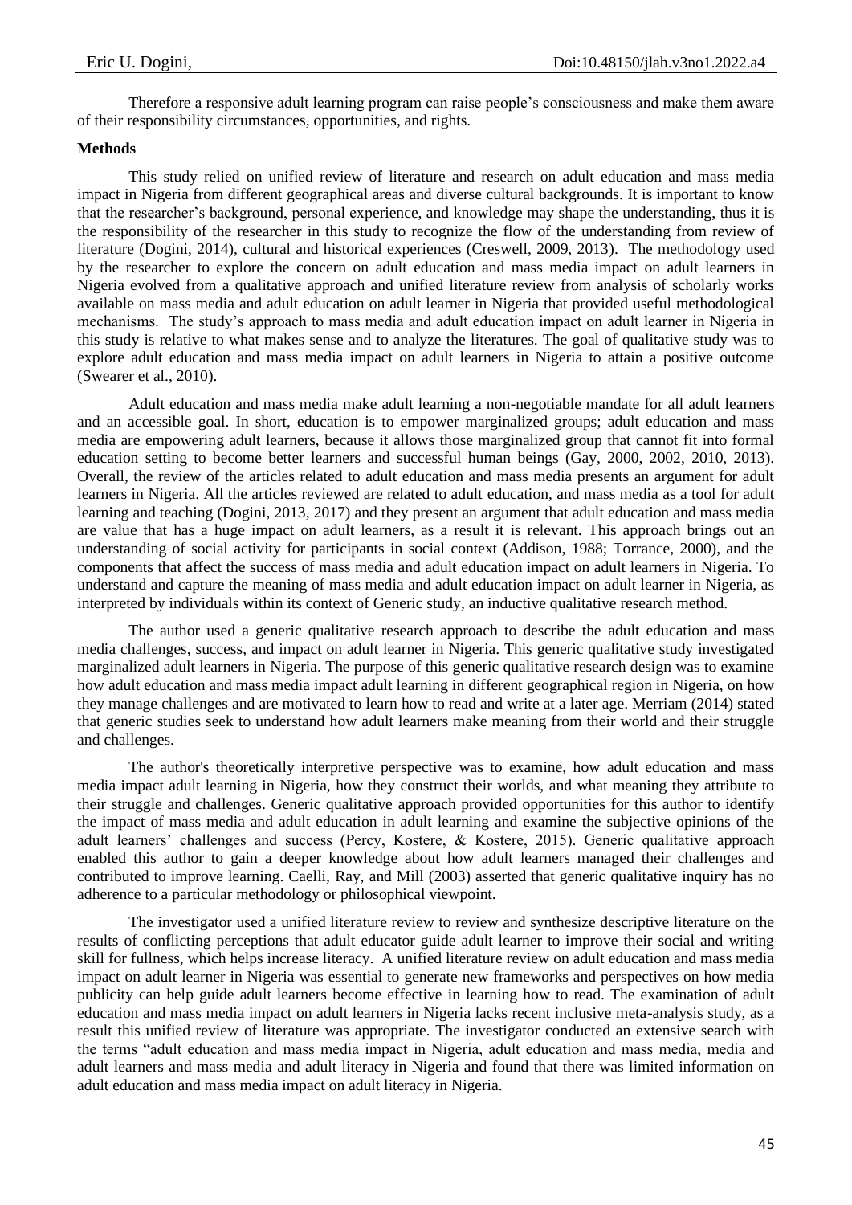Therefore a responsive adult learning program can raise people's consciousness and make them aware of their responsibility circumstances, opportunities, and rights.

**Methods**

This study relied on unified review of literature and research on adult education and mass media impact in Nigeria from different geographical areas and diverse cultural backgrounds. It is important to know that the researcher's background, personal experience, and knowledge may shape the understanding, thus it is the responsibility of the researcher in this study to recognize the flow of the understanding from review of literature (Dogini, 2014), cultural and historical experiences (Creswell, 2009, 2013). The methodology used by the researcher to explore the concern on adult education and mass media impact on adult learners in Nigeria evolved from a qualitative approach and unified literature review from analysis of scholarly works available on mass media and adult education on adult learner in Nigeria that provided useful methodological mechanisms. The study's approach to mass media and adult education impact on adult learner in Nigeria in this study is relative to what makes sense and to analyze the literatures. The goal of qualitative study was to explore adult education and mass media impact on adult learners in Nigeria to attain a positive outcome (Swearer et al., 2010).

Adult education and mass media make adult learning a non-negotiable mandate for all adult learners and an accessible goal. In short, education is to empower marginalized groups; adult education and mass media are empowering adult learners, because it allows those marginalized group that cannot fit into formal education setting to become better learners and successful human beings (Gay, 2000, 2002, 2010, 2013). Overall, the review of the articles related to adult education and mass media presents an argument for adult learners in Nigeria. All the articles reviewed are related to adult education, and mass media as a tool for adult learning and teaching (Dogini, 2013, 2017) and they present an argument that adult education and mass media are value that has a huge impact on adult learners, as a result it is relevant. This approach brings out an understanding of social activity for participants in social context (Addison, 1988; Torrance, 2000), and the components that affect the success of mass media and adult education impact on adult learners in Nigeria. To understand and capture the meaning of mass media and adult education impact on adult learner in Nigeria, as interpreted by individuals within its context of Generic study, an inductive qualitative research method.

The author used a generic qualitative research approach to describe the adult education and mass media challenges, success, and impact on adult learner in Nigeria. This generic qualitative study investigated marginalized adult learners in Nigeria. The purpose of this generic qualitative research design was to examine how adult education and mass media impact adult learning in different geographical region in Nigeria, on how they manage challenges and are motivated to learn how to read and write at a later age. Merriam (2014) stated that generic studies seek to understand how adult learners make meaning from their world and their struggle and challenges.

The author's theoretically interpretive perspective was to examine, how adult education and mass media impact adult learning in Nigeria, how they construct their worlds, and what meaning they attribute to their struggle and challenges. Generic qualitative approach provided opportunities for this author to identify the impact of mass media and adult education in adult learning and examine the subjective opinions of the adult learners' challenges and success (Percy, Kostere, & Kostere, 2015). Generic qualitative approach enabled this author to gain a deeper knowledge about how adult learners managed their challenges and contributed to improve learning. Caelli, Ray, and Mill (2003) asserted that generic qualitative inquiry has no adherence to a particular methodology or philosophical viewpoint.

The investigator used a unified literature review to review and synthesize descriptive literature on the results of conflicting perceptions that adult educator guide adult learner to improve their social and writing skill for fullness, which helps increase literacy. A unified literature review on adult education and mass media impact on adult learner in Nigeria was essential to generate new frameworks and perspectives on how media publicity can help guide adult learners become effective in learning how to read. The examination of adult education and mass media impact on adult learners in Nigeria lacks recent inclusive meta-analysis study, as a result this unified review of literature was appropriate. The investigator conducted an extensive search with the terms "adult education and mass media impact in Nigeria, adult education and mass media, media and adult learners and mass media and adult literacy in Nigeria and found that there was limited information on adult education and mass media impact on adult literacy in Nigeria.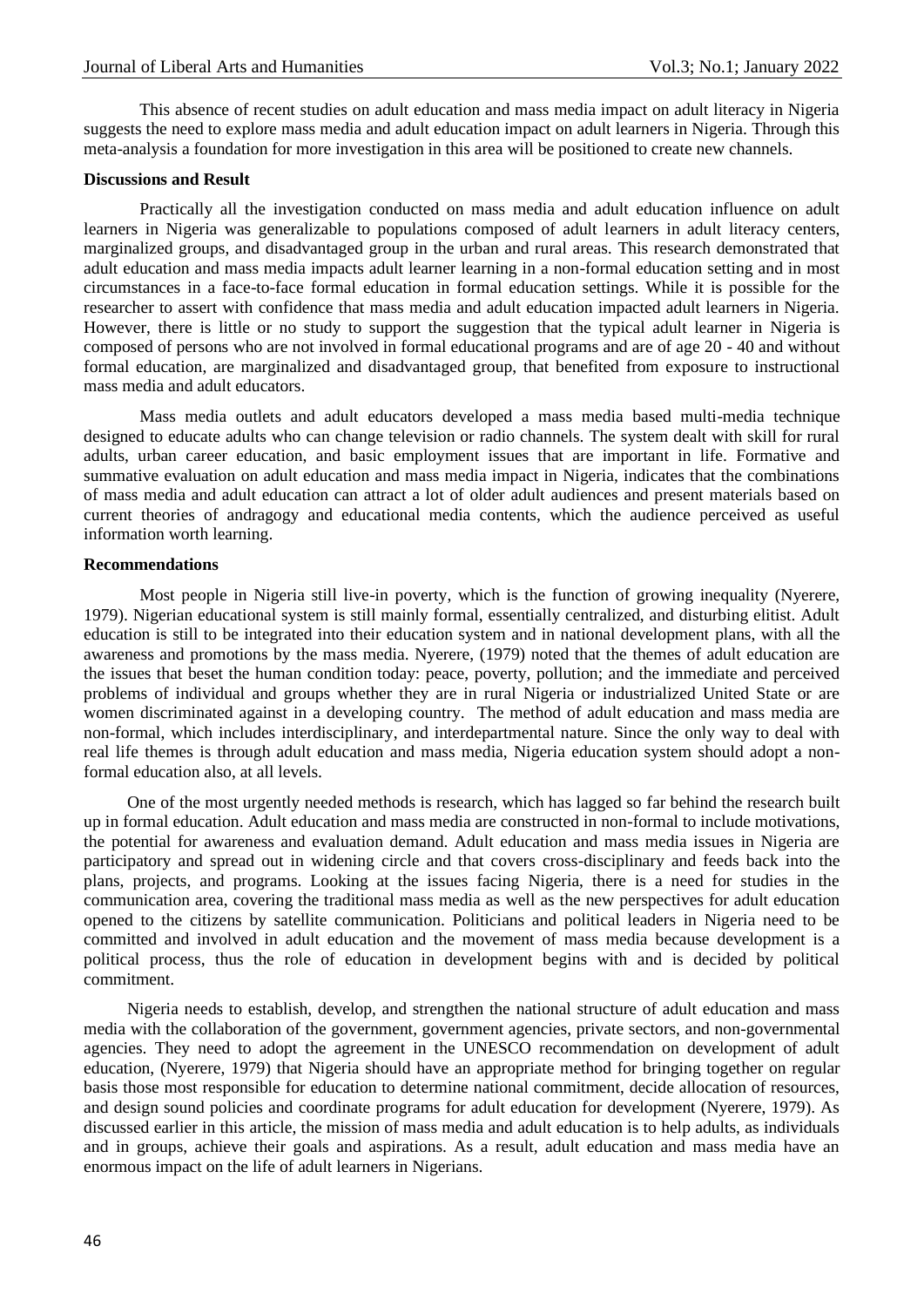This absence of recent studies on adult education and mass media impact on adult literacy in Nigeria suggests the need to explore mass media and adult education impact on adult learners in Nigeria. Through this meta-analysis a foundation for more investigation in this area will be positioned to create new channels.

**Discussions and Result**

Practically all the investigation conducted on mass media and adult education influence on adult learners in Nigeria was generalizable to populations composed of adult learners in adult literacy centers, marginalized groups, and disadvantaged group in the urban and rural areas. This research demonstrated that adult education and mass media impacts adult learner learning in a non-formal education setting and in most circumstances in a face-to-face formal education in formal education settings. While it is possible for the researcher to assert with confidence that mass media and adult education impacted adult learners in Nigeria. However, there is little or no study to support the suggestion that the typical adult learner in Nigeria is composed of persons who are not involved in formal educational programs and are of age 20 - 40 and without formal education, are marginalized and disadvantaged group, that benefited from exposure to instructional mass media and adult educators.

Mass media outlets and adult educators developed a mass media based multi-media technique designed to educate adults who can change television or radio channels. The system dealt with skill for rural adults, urban career education, and basic employment issues that are important in life. Formative and summative evaluation on adult education and mass media impact in Nigeria, indicates that the combinations of mass media and adult education can attract a lot of older adult audiences and present materials based on current theories of andragogy and educational media contents, which the audience perceived as useful information worth learning.

**Recommendations**

Most people in Nigeria still live-in poverty, which is the function of growing inequality (Nyerere, 1979). Nigerian educational system is still mainly formal, essentially centralized, and disturbing elitist. Adult education is still to be integrated into their education system and in national development plans, with all the awareness and promotions by the mass media. Nyerere, (1979) noted that the themes of adult education are the issues that beset the human condition today: peace, poverty, pollution; and the immediate and perceived problems of individual and groups whether they are in rural Nigeria or industrialized United State or are women discriminated against in a developing country. The method of adult education and mass media are non-formal, which includes interdisciplinary, and interdepartmental nature. Since the only way to deal with real life themes is through adult education and mass media, Nigeria education system should adopt a non-formal education also, at all levels.

One of the most urgently needed methods is research, which has lagged so far behind the research built up in formal education. Adult education and mass media are constructed in non-formal to include motivations, the potential for awareness and evaluation demand. Adult education and mass media issues in Nigeria are participatory and spread out in widening circle and that covers cross-disciplinary and feeds back into the plans, projects, and programs. Looking at the issues facing Nigeria, there is a need for studies in the communication area, covering the traditional mass media as well as the new perspectives for adult education opened to the citizens by satellite communication. Politicians and political leaders in Nigeria need to be committed and involved in adult education and the movement of mass media because development is a political process, thus the role of education in development begins with and is decided by political commitment.

Nigeria needs to establish, develop, and strengthen the national structure of adult education and mass media with the collaboration of the government, government agencies, private sectors, and non-governmental agencies. They need to adopt the agreement in the UNESCO recommendation on development of adult education, (Nyerere, 1979) that Nigeria should have an appropriate method for bringing together on regular basis those most responsible for education to determine national commitment, decide allocation of resources, and design sound policies and coordinate programs for adult education for development (Nyerere, 1979). As discussed earlier in this article, the mission of mass media and adult education is to help adults, as individuals and in groups, achieve their goals and aspirations. As a result, adult education and mass media have an enormous impact on the life of adult learners in Nigerians.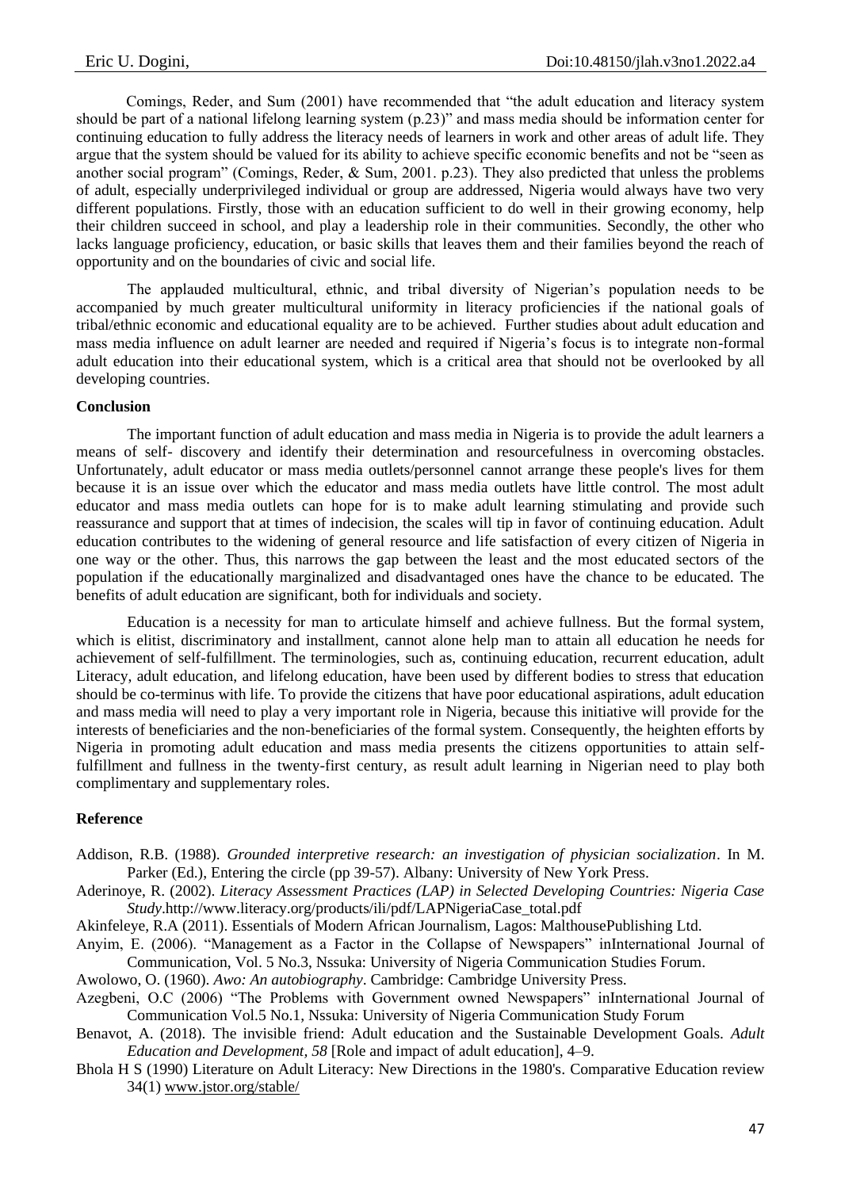Comings, Reder, and Sum (2001) have recommended that "the adult education and literacy system should be part of a national lifelong learning system (p.23)" and mass media should be information center for continuing education to fully address the literacy needs of learners in work and other areas of adult life. They argue that the system should be valued for its ability to achieve specific economic benefits and not be "seen as another social program" (Comings, Reder, & Sum, 2001. p.23). They also predicted that unless the problems of adult, especially underprivileged individual or group are addressed, Nigeria would always have two very different populations. Firstly, those with an education sufficient to do well in their growing economy, help their children succeed in school, and play a leadership role in their communities. Secondly, the other who lacks language proficiency, education, or basic skills that leaves them and their families beyond the reach of opportunity and on the boundaries of civic and social life.

The applauded multicultural, ethnic, and tribal diversity of Nigerian's population needs to be accompanied by much greater multicultural uniformity in literacy proficiencies if the national goals of tribal/ethnic economic and educational equality are to be achieved. Further studies about adult education and mass media influence on adult learner are needed and required if Nigeria's focus is to integrate non-formal adult education into their educational system, which is a critical area that should not be overlooked by all developing countries.

**Conclusion**

The important function of adult education and mass media in Nigeria is to provide the adult learners a means of self- discovery and identify their determination and resourcefulness in overcoming obstacles. Unfortunately, adult educator or mass media outlets/personnel cannot arrange these people's lives for them because it is an issue over which the educator and mass media outlets have little control. The most adult educator and mass media outlets can hope for is to make adult learning stimulating and provide such reassurance and support that at times of indecision, the scales will tip in favor of continuing education. Adult education contributes to the widening of general resource and life satisfaction of every citizen of Nigeria in one way or the other. Thus, this narrows the gap between the least and the most educated sectors of the population if the educationally marginalized and disadvantaged ones have the chance to be educated. The benefits of adult education are significant, both for individuals and society.

Education is a necessity for man to articulate himself and achieve fullness. But the formal system, which is elitist, discriminatory and installment, cannot alone help man to attain all education he needs for achievement of self-fulfillment. The terminologies, such as, continuing education, recurrent education, adult Literacy, adult education, and lifelong education, have been used by different bodies to stress that education should be co-terminus with life. To provide the citizens that have poor educational aspirations, adult education and mass media will need to play a very important role in Nigeria, because this initiative will provide for the interests of beneficiaries and the non-beneficiaries of the formal system. Consequently, the heighten efforts by Nigeria in promoting adult education and mass media presents the citizens opportunities to attain self-fulfillment and fullness in the twenty-first century, as result adult learning in Nigerian need to play both complimentary and supplementary roles.

**Reference**

Addison, R.B. (1988). *Grounded interpretive research: an investigation of physician socialization*. In M. Parker (Ed.), Entering the circle (pp 39-57). Albany: University of New York Press.

Aderinoye, R. (2002). *Literacy Assessment Practices (LAP) in Selected Developing Countries: Nigeria Case Study*.http://www.literacy.org/products/ili/pdf/LAPNigeriaCase_total.pdf

Akinfeleye, R.A (2011). Essentials of Modern African Journalism, Lagos: MalthousePublishing Ltd.

Anyim, E. (2006). "Management as a Factor in the Collapse of Newspapers" inInternational Journal of Communication, Vol. 5 No.3, Nssuka: University of Nigeria Communication Studies Forum.

Awolowo, O. (1960). *Awo: An autobiography*. Cambridge: Cambridge University Press.

Azegbeni, O.C (2006) "The Problems with Government owned Newspapers" inInternational Journal of Communication Vol.5 No.1, Nssuka: University of Nigeria Communication Study Forum

Benavot, A. (2018). The invisible friend: Adult education and the Sustainable Development Goals. *Adult Education and Development, 58* [Role and impact of adult education], 4–9.

Bhola H S (1990) Literature on Adult Literacy: New Directions in the 1980's. Comparative Education review 34(1) www.jstor.org/stable/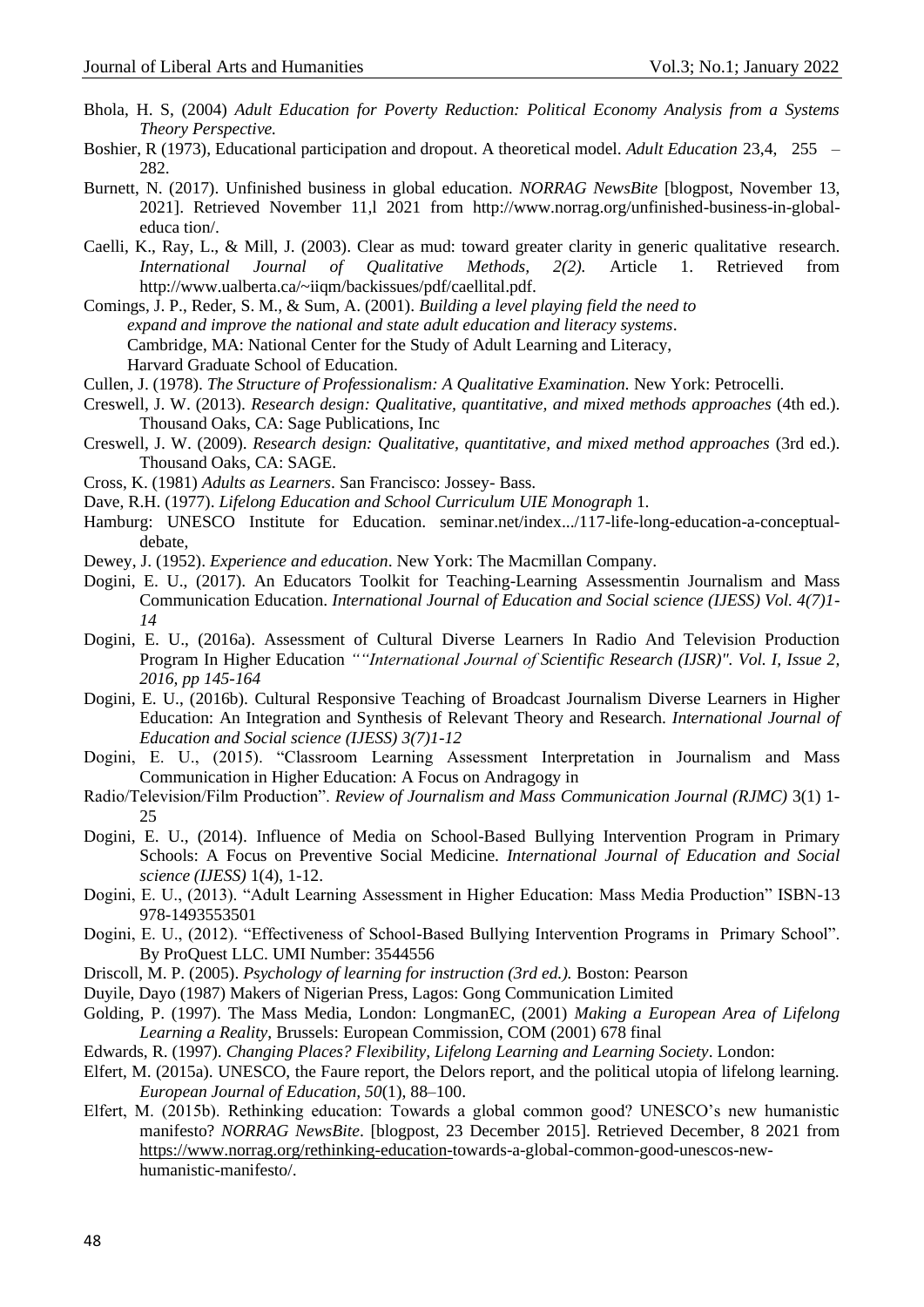Bhola, H. S, (2004) *Adult Education for Poverty Reduction: Political Economy Analysis from a Systems Theory Perspective.*

Boshier, R (1973), Educational participation and dropout. A theoretical model. *Adult Education* 23,4, 255 – 282.

Burnett, N. (2017). Unfinished business in global education. *NORRAG NewsBite* [blogpost, November 13, 2021]. Retrieved November 11,l 2021 from http://www.norrag.org/unfinished-business-in-global-educa tion/.

Caelli, K., Ray, L., & Mill, J. (2003). Clear as mud: toward greater clarity in generic qualitative research. *International Journal of Qualitative Methods, 2(2).* Article 1. Retrieved from http://www.ualberta.ca/~iiqm/backissues/pdf/caellital.pdf.

Comings, J. P., Reder, S. M., & Sum, A. (2001). *Building a level playing field the need to expand and improve the national and state adult education and literacy systems*. Cambridge, MA: National Center for the Study of Adult Learning and Literacy, Harvard Graduate School of Education.

Cullen, J. (1978). *The Structure of Professionalism: A Qualitative Examination.* New York: Petrocelli.

Creswell, J. W. (2013). *Research design: Qualitative, quantitative, and mixed methods approaches* (4th ed.). Thousand Oaks, CA: Sage Publications, Inc

Creswell, J. W. (2009). *Research design: Qualitative, quantitative, and mixed method approaches* (3rd ed.). Thousand Oaks, CA: SAGE.

Cross, K. (1981) *Adults as Learners*. San Francisco: Jossey- Bass.

Dave, R.H. (1977). *Lifelong Education and School Curriculum UIE Monograph* 1.

Hamburg: UNESCO Institute for Education. seminar.net/index.../117-life-long-education-a-conceptual-debate,

Dewey, J. (1952). *Experience and education*. New York: The Macmillan Company.

Dogini, E. U., (2017). An Educators Toolkit for Teaching-Learning Assessmentin Journalism and Mass Communication Education. *International Journal of Education and Social science (IJESS) Vol. 4(7)1-14*

Dogini, E. U., (2016a). Assessment of Cultural Diverse Learners In Radio And Television Production Program In Higher Education *""International Journal of Scientific Research (IJSR)". Vol. I, Issue 2, 2016, pp 145-164*

Dogini, E. U., (2016b). Cultural Responsive Teaching of Broadcast Journalism Diverse Learners in Higher Education: An Integration and Synthesis of Relevant Theory and Research. *International Journal of Education and Social science (IJESS) 3(7)1-12*

Dogini, E. U., (2015). "Classroom Learning Assessment Interpretation in Journalism and Mass Communication in Higher Education: A Focus on Andragogy in

Radio/Television/Film Production". *Review of Journalism and Mass Communication Journal (RJMC)* 3(1) 1-25

Dogini, E. U., (2014). Influence of Media on School-Based Bullying Intervention Program in Primary Schools: A Focus on Preventive Social Medicine. *International Journal of Education and Social science (IJESS)* 1(4), 1-12.

Dogini, E. U., (2013). "Adult Learning Assessment in Higher Education: Mass Media Production" ISBN-13 978-1493553501

Dogini, E. U., (2012). "Effectiveness of School-Based Bullying Intervention Programs in Primary School". By ProQuest LLC. UMI Number: 3544556

Driscoll, M. P. (2005). *Psychology of learning for instruction (3rd ed.).* Boston: Pearson

Duyile, Dayo (1987) Makers of Nigerian Press, Lagos: Gong Communication Limited

Golding, P. (1997). The Mass Media, London: LongmanEC, (2001) *Making a European Area of Lifelong Learning a Reality*, Brussels: European Commission, COM (2001) 678 final

Edwards, R. (1997). *Changing Places? Flexibility, Lifelong Learning and Learning Society*. London:

Elfert, M. (2015a). UNESCO, the Faure report, the Delors report, and the political utopia of lifelong learning. *European Journal of Education, 50*(1), 88–100.

Elfert, M. (2015b). Rethinking education: Towards a global common good? UNESCO's new humanistic manifesto? *NORRAG NewsBite*. [blogpost, 23 December 2015]. Retrieved December, 8 2021 from https://www.norrag.org/rethinking-education-towards-a-global-common-good-unescos-new-humanistic-manifesto/.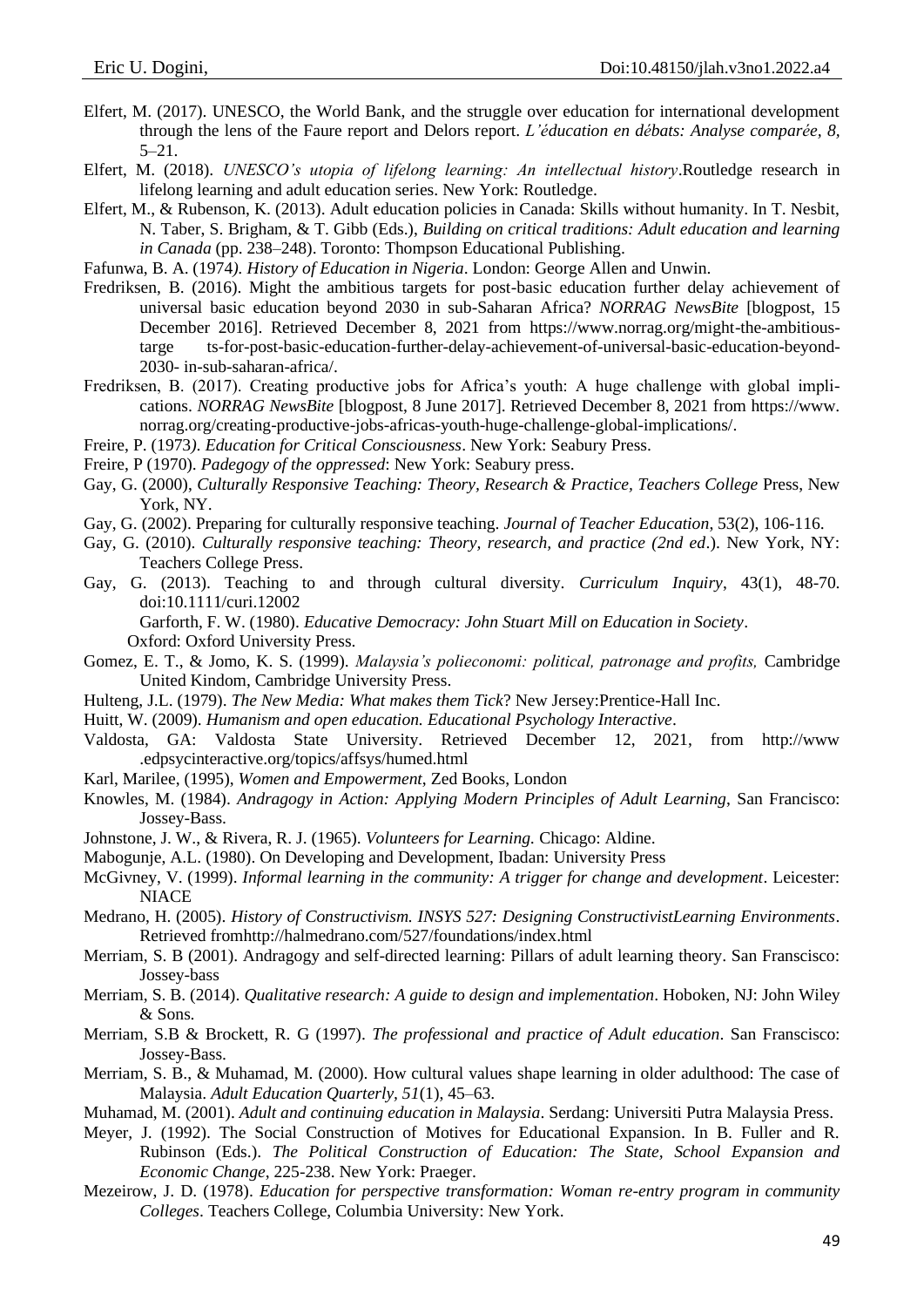Elfert, M. (2017). UNESCO, the World Bank, and the struggle over education for international development through the lens of the Faure report and Delors report. *L'éducation en débats: Analyse comparée, 8,* 5–21.

Elfert, M. (2018). *UNESCO's utopia of lifelong learning: An intellectual history*.Routledge research in lifelong learning and adult education series. New York: Routledge.

Elfert, M., & Rubenson, K. (2013). Adult education policies in Canada: Skills without humanity. In T. Nesbit, N. Taber, S. Brigham, & T. Gibb (Eds.), *Building on critical traditions: Adult education and learning in Canada* (pp. 238–248). Toronto: Thompson Educational Publishing.

Fafunwa, B. A. (1974*). History of Education in Nigeria*. London: George Allen and Unwin.

Fredriksen, B. (2016). Might the ambitious targets for post-basic education further delay achievement of universal basic education beyond 2030 in sub-Saharan Africa? *NORRAG NewsBite* [blogpost, 15 December 2016]. Retrieved December 8, 2021 from https://www.norrag.org/might-the-ambitious-targe ts-for-post-basic-education-further-delay-achievement-of-universal-basic-education-beyond-2030- in-sub-saharan-africa/.

Fredriksen, B. (2017). Creating productive jobs for Africa's youth: A huge challenge with global implications. *NORRAG NewsBite* [blogpost, 8 June 2017]. Retrieved December 8, 2021 from https://www.norrag.org/creating-productive-jobs-africas-youth-huge-challenge-global-implications/.

Freire, P. (1973*). Education for Critical Consciousness*. New York: Seabury Press.

Freire, P (1970). *Padegogy of the oppressed*: New York: Seabury press.

Gay, G. (2000), *Culturally Responsive Teaching: Theory, Research & Practice, Teachers College* Press, New York, NY.

Gay, G. (2002). Preparing for culturally responsive teaching. *Journal of Teacher Education*, 53(2), 106-116.

Gay, G. (2010). *Culturally responsive teaching: Theory, research, and practice (2nd ed*.). New York, NY: Teachers College Press.

Gay, G. (2013). Teaching to and through cultural diversity. *Curriculum Inquiry*, 43(1), 48-70. doi:10.1111/curi.12002

Garforth, F. W. (1980). *Educative Democracy: John Stuart Mill on Education in Society*. Oxford: Oxford University Press.

Gomez, E. T., & Jomo, K. S. (1999). *Malaysia's polieconomi: political, patronage and profits,* Cambridge United Kindom, Cambridge University Press.

Hulteng, J.L. (1979). *The New Media: What makes them Tick*? New Jersey:Prentice-Hall Inc.

Huitt, W. (2009). *Humanism and open education. Educational Psychology Interactive*.

Valdosta, GA: Valdosta State University. Retrieved December 12, 2021, from http://www .edpsycinteractive.org/topics/affsys/humed.html

Karl, Marilee, (1995), *Women and Empowerment*, Zed Books, London

Knowles, M. (1984). *Andragogy in Action: Applying Modern Principles of Adult Learning*, San Francisco: Jossey-Bass.

Johnstone, J. W., & Rivera, R. J. (1965). *Volunteers for Learning.* Chicago: Aldine.

Mabogunje, A.L. (1980). On Developing and Development, Ibadan: University Press

McGivney, V. (1999). *Informal learning in the community: A trigger for change and development*. Leicester: NIACE

Medrano, H. (2005). *History of Constructivism. INSYS 527: Designing ConstructivistLearning Environments*. Retrieved fromhttp://halmedrano.com/527/foundations/index.html

Merriam, S. B (2001). Andragogy and self-directed learning: Pillars of adult learning theory. San Franscisco: Jossey-bass

Merriam, S. B. (2014). *Qualitative research: A guide to design and implementation*. Hoboken, NJ: John Wiley & Sons.

Merriam, S.B & Brockett, R. G (1997). *The professional and practice of Adult education*. San Franscisco: Jossey-Bass.

Merriam, S. B., & Muhamad, M. (2000). How cultural values shape learning in older adulthood: The case of Malaysia. *Adult Education Quarterly, 51*(1), 45–63.

Muhamad, M. (2001). *Adult and continuing education in Malaysia*. Serdang: Universiti Putra Malaysia Press.

Meyer, J. (1992). The Social Construction of Motives for Educational Expansion. In B. Fuller and R. Rubinson (Eds.). *The Political Construction of Education: The State, School Expansion and Economic Change*, 225-238. New York: Praeger.

Mezeirow, J. D. (1978). *Education for perspective transformation: Woman re-entry program in community Colleges*. Teachers College, Columbia University: New York.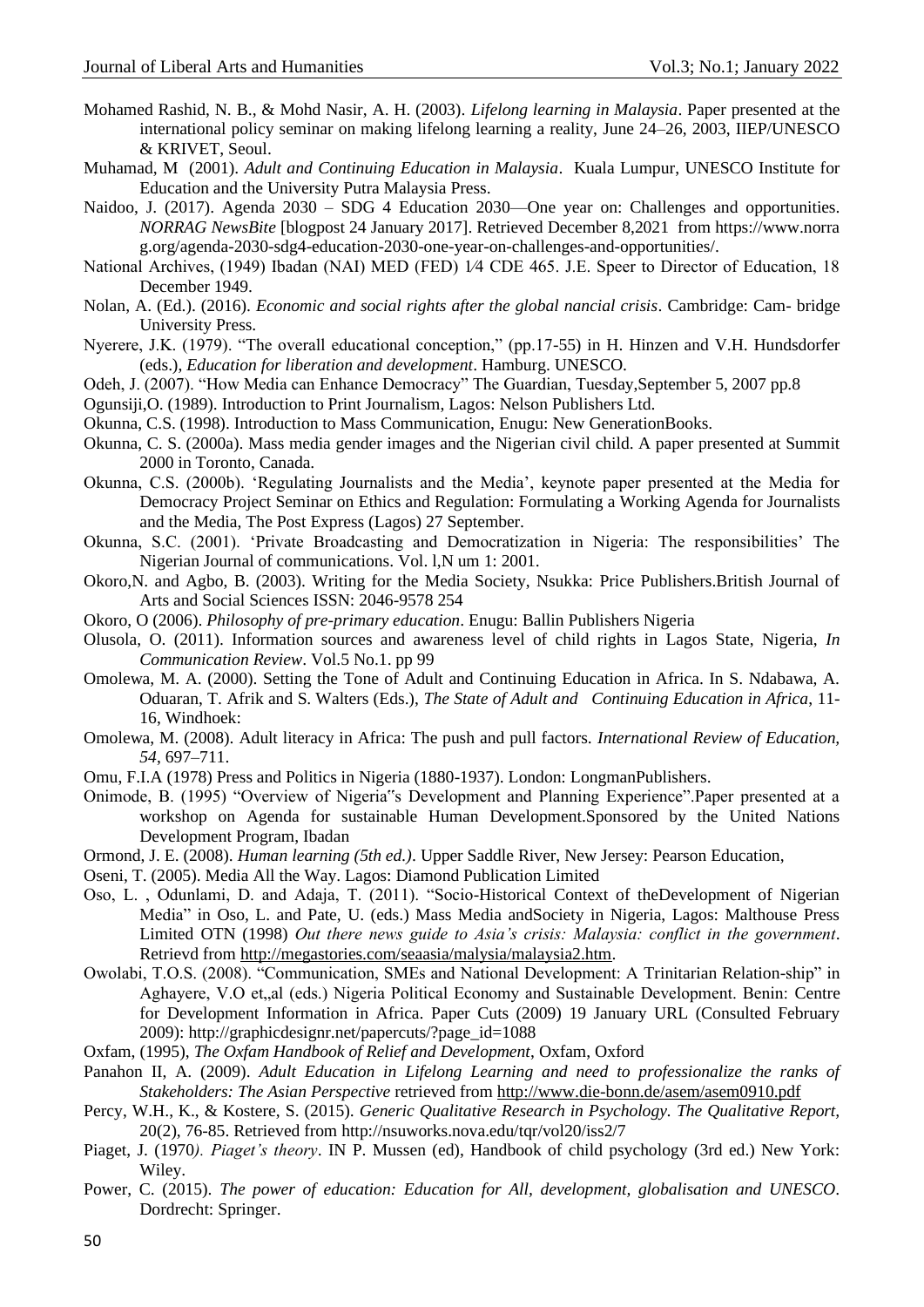Mohamed Rashid, N. B., & Mohd Nasir, A. H. (2003). *Lifelong learning in Malaysia*. Paper presented at the international policy seminar on making lifelong learning a reality, June 24–26, 2003, IIEP/UNESCO & KRIVET, Seoul.

Muhamad, M (2001). *Adult and Continuing Education in Malaysia*. Kuala Lumpur, UNESCO Institute for Education and the University Putra Malaysia Press.

Naidoo, J. (2017). Agenda 2030 – SDG 4 Education 2030—One year on: Challenges and opportunities. *NORRAG NewsBite* [blogpost 24 January 2017]. Retrieved December 8,2021 from https://www.norrag.org/agenda-2030-sdg4-education-2030-one-year-on-challenges-and-opportunities/.

National Archives, (1949) Ibadan (NAI) MED (FED) 1⁄4 CDE 465. J.E. Speer to Director of Education, 18 December 1949.

Nolan, A. (Ed.). (2016). *Economic and social rights after the global nancial crisis*. Cambridge: Cam- bridge University Press.

Nyerere, J.K. (1979). "The overall educational conception," (pp.17-55) in H. Hinzen and V.H. Hundsdorfer (eds.), *Education for liberation and development*. Hamburg. UNESCO.

Odeh, J. (2007). "How Media can Enhance Democracy" The Guardian, Tuesday,September 5, 2007 pp.8

Ogunsiji,O. (1989). Introduction to Print Journalism, Lagos: Nelson Publishers Ltd.

Okunna, C.S. (1998). Introduction to Mass Communication, Enugu: New GenerationBooks.

Okunna, C. S. (2000a). Mass media gender images and the Nigerian civil child. A paper presented at Summit 2000 in Toronto, Canada.

Okunna, C.S. (2000b). 'Regulating Journalists and the Media', keynote paper presented at the Media for Democracy Project Seminar on Ethics and Regulation: Formulating a Working Agenda for Journalists and the Media, The Post Express (Lagos) 27 September.

Okunna, S.C. (2001). 'Private Broadcasting and Democratization in Nigeria: The responsibilities' The Nigerian Journal of communications. Vol. l,N um 1: 2001.

Okoro,N. and Agbo, B. (2003). Writing for the Media Society, Nsukka: Price Publishers.British Journal of Arts and Social Sciences ISSN: 2046-9578 254

Okoro, O (2006). *Philosophy of pre-primary education*. Enugu: Ballin Publishers Nigeria

Olusola, O. (2011). Information sources and awareness level of child rights in Lagos State, Nigeria, *In Communication Review*. Vol.5 No.1. pp 99

Omolewa, M. A. (2000). Setting the Tone of Adult and Continuing Education in Africa. In S. Ndabawa, A. Oduaran, T. Afrik and S. Walters (Eds.), *The State of Adult and Continuing Education in Africa*, 11-16, Windhoek:

Omolewa, M. (2008). Adult literacy in Africa: The push and pull factors. *International Review of Education, 54*, 697–711.

Omu, F.I.A (1978) Press and Politics in Nigeria (1880-1937). London: LongmanPublishers.

Onimode, B. (1995) "Overview of Nigeria"s Development and Planning Experience".Paper presented at a workshop on Agenda for sustainable Human Development.Sponsored by the United Nations Development Program, Ibadan

Ormond, J. E. (2008). *Human learning (5th ed.)*. Upper Saddle River, New Jersey: Pearson Education,

Oseni, T. (2005). Media All the Way. Lagos: Diamond Publication Limited

Oso, L. , Odunlami, D. and Adaja, T. (2011). "Socio-Historical Context of theDevelopment of Nigerian Media" in Oso, L. and Pate, U. (eds.) Mass Media andSociety in Nigeria, Lagos: Malthouse Press Limited OTN (1998) *Out there news guide to Asia's crisis: Malaysia: conflict in the government*. Retrievd from http://megastories.com/seaasia/malysia/malaysia2.htm.

Owolabi, T.O.S. (2008). "Communication, SMEs and National Development: A Trinitarian Relation-ship" in Aghayere, V.O et„al (eds.) Nigeria Political Economy and Sustainable Development. Benin: Centre for Development Information in Africa. Paper Cuts (2009) 19 January URL (Consulted February 2009): http://graphicdesignr.net/papercuts/?page_id=1088

Oxfam, (1995), *The Oxfam Handbook of Relief and Development*, Oxfam, Oxford

Panahon II, A. (2009). *Adult Education in Lifelong Learning and need to professionalize the ranks of Stakeholders: The Asian Perspective* retrieved from http://www.die-bonn.de/asem/asem0910.pdf

Percy, W.H., K., & Kostere, S. (2015). *Generic Qualitative Research in Psychology. The Qualitative Report*, 20(2), 76-85. Retrieved from http://nsuworks.nova.edu/tqr/vol20/iss2/7

Piaget, J. (1970*). Piaget's theory*. IN P. Mussen (ed), Handbook of child psychology (3rd ed.) New York: Wiley.

Power, C. (2015). *The power of education: Education for All, development, globalisation and UNESCO*. Dordrecht: Springer.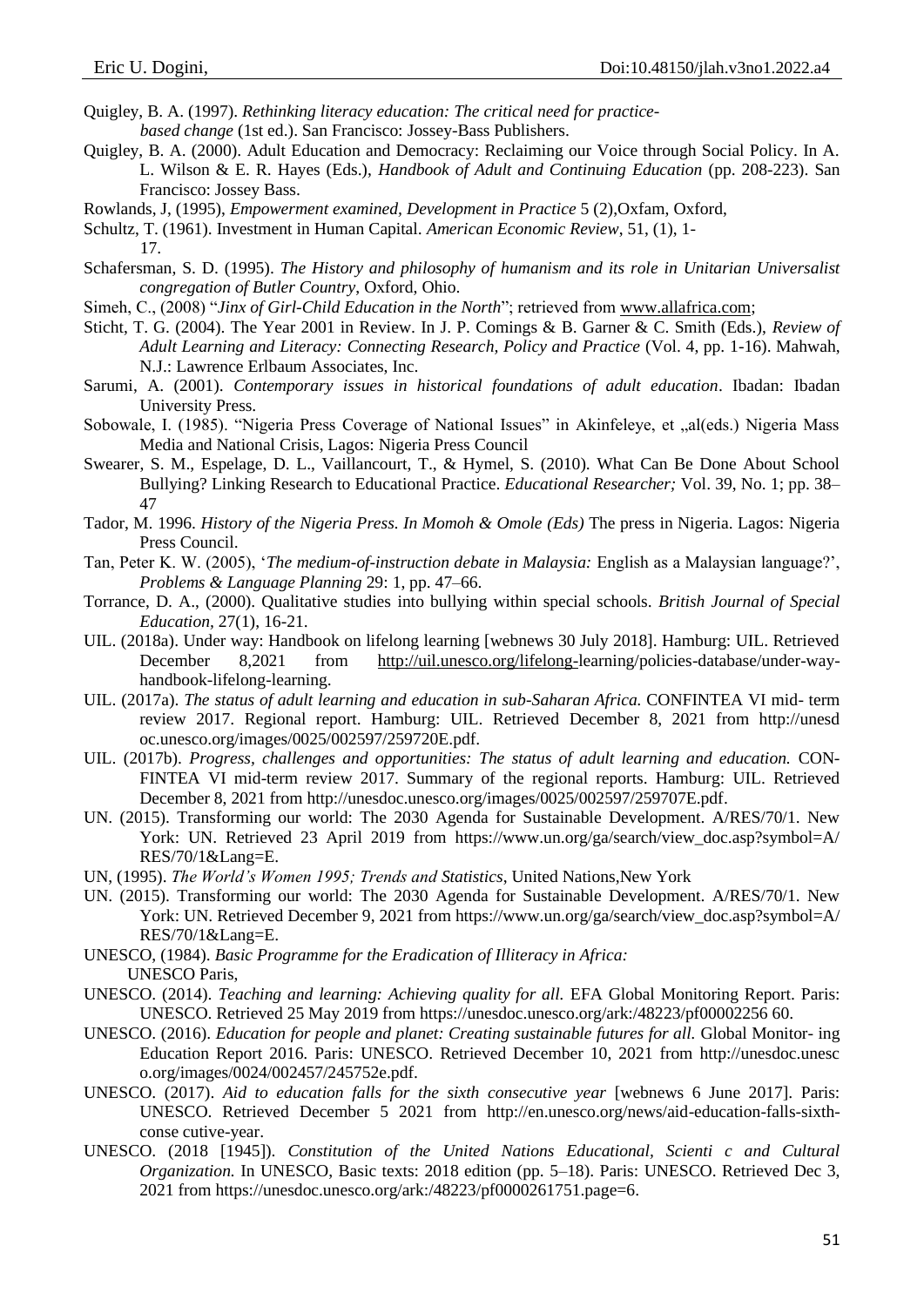Quigley, B. A. (1997). *Rethinking literacy education: The critical need for practice-based change* (1st ed.). San Francisco: Jossey-Bass Publishers.

Quigley, B. A. (2000). Adult Education and Democracy: Reclaiming our Voice through Social Policy. In A. L. Wilson & E. R. Hayes (Eds.), *Handbook of Adult and Continuing Education* (pp. 208-223). San Francisco: Jossey Bass.

Rowlands, J, (1995), *Empowerment examined, Development in Practice* 5 (2),Oxfam, Oxford,

Schultz, T. (1961). Investment in Human Capital. *American Economic Review*, 51, (1), 1-17.

Schafersman, S. D. (1995). *The History and philosophy of humanism and its role in Unitarian Universalist congregation of Butler Country*, Oxford, Ohio.

Simeh, C., (2008) "*Jinx of Girl-Child Education in the North*"; retrieved from www.allafrica.com;

Sticht, T. G. (2004). The Year 2001 in Review. In J. P. Comings & B. Garner & C. Smith (Eds.), *Review of Adult Learning and Literacy: Connecting Research, Policy and Practice* (Vol. 4, pp. 1-16). Mahwah, N.J.: Lawrence Erlbaum Associates, Inc.

Sarumi, A. (2001). *Contemporary issues in historical foundations of adult education*. Ibadan: Ibadan University Press.

Sobowale, I. (1985). "Nigeria Press Coverage of National Issues" in Akinfeleye, et „al(eds.) Nigeria Mass Media and National Crisis, Lagos: Nigeria Press Council

Swearer, S. M., Espelage, D. L., Vaillancourt, T., & Hymel, S. (2010). What Can Be Done About School Bullying? Linking Research to Educational Practice. *Educational Researcher;* Vol. 39, No. 1; pp. 38–47

Tador, M. 1996. *History of the Nigeria Press. In Momoh & Omole (Eds)* The press in Nigeria. Lagos: Nigeria Press Council.

Tan, Peter K. W. (2005), '*The medium-of-instruction debate in Malaysia:* English as a Malaysian language?', *Problems & Language Planning* 29: 1, pp. 47–66.

Torrance, D. A., (2000). Qualitative studies into bullying within special schools. *British Journal of Special Education,* 27(1), 16-21.

UIL. (2018a). Under way: Handbook on lifelong learning [webnews 30 July 2018]. Hamburg: UIL. Retrieved December 8,2021 from http://uil.unesco.org/lifelong-learning/policies-database/under-way-handbook-lifelong-learning.

UIL. (2017a). *The status of adult learning and education in sub-Saharan Africa.* CONFINTEA VI mid- term review 2017. Regional report. Hamburg: UIL. Retrieved December 8, 2021 from http://unesd oc.unesco.org/images/0025/002597/259720E.pdf.

UIL. (2017b). *Progress, challenges and opportunities: The status of adult learning and education.* CON-FINTEA VI mid-term review 2017. Summary of the regional reports. Hamburg: UIL. Retrieved December 8, 2021 from http://unesdoc.unesco.org/images/0025/002597/259707E.pdf.

UN. (2015). Transforming our world: The 2030 Agenda for Sustainable Development. A/RES/70/1. New York: UN. Retrieved 23 April 2019 from https://www.un.org/ga/search/view_doc.asp?symbol=A/ RES/70/1&Lang=E.

UN, (1995). *The World's Women 1995; Trends and Statistics*, United Nations,New York

UN. (2015). Transforming our world: The 2030 Agenda for Sustainable Development. A/RES/70/1. New York: UN. Retrieved December 9, 2021 from https://www.un.org/ga/search/view_doc.asp?symbol=A/ RES/70/1&Lang=E.

UNESCO, (1984). *Basic Programme for the Eradication of Illiteracy in Africa:* UNESCO Paris,

UNESCO. (2014). *Teaching and learning: Achieving quality for all.* EFA Global Monitoring Report. Paris: UNESCO. Retrieved 25 May 2019 from https://unesdoc.unesco.org/ark:/48223/pf00002256 60.

UNESCO. (2016). *Education for people and planet: Creating sustainable futures for all.* Global Monitor- ing Education Report 2016. Paris: UNESCO. Retrieved December 10, 2021 from http://unesdoc.unesc o.org/images/0024/002457/245752e.pdf.

UNESCO. (2017). *Aid to education falls for the sixth consecutive year* [webnews 6 June 2017]. Paris: UNESCO. Retrieved December 5 2021 from http://en.unesco.org/news/aid-education-falls-sixth-conse cutive-year.

UNESCO. (2018 [1945]). *Constitution of the United Nations Educational, Scienti c and Cultural Organization.* In UNESCO, Basic texts: 2018 edition (pp. 5–18). Paris: UNESCO. Retrieved Dec 3, 2021 from https://unesdoc.unesco.org/ark:/48223/pf0000261751.page=6.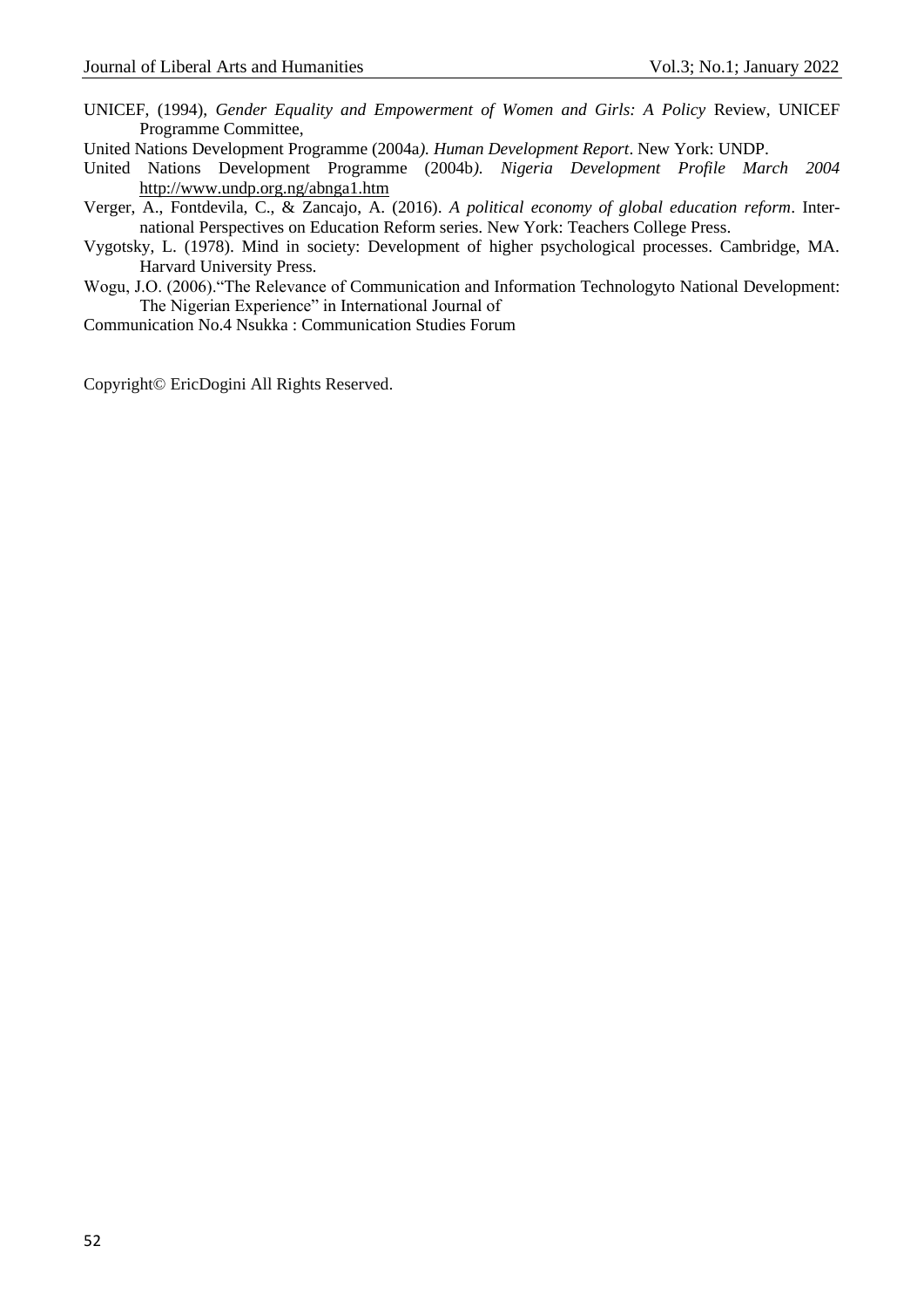UNICEF, (1994), *Gender Equality and Empowerment of Women and Girls: A Policy* Review, UNICEF Programme Committee,

United Nations Development Programme (2004a*). Human Development Report*. New York: UNDP.

United Nations Development Programme (2004b*). Nigeria Development Profile March 2004* http://www.undp.org.ng/abnga1.htm

Verger, A., Fontdevila, C., & Zancajo, A. (2016). *A political economy of global education reform*. International Perspectives on Education Reform series. New York: Teachers College Press.

Vygotsky, L. (1978). Mind in society: Development of higher psychological processes. Cambridge, MA. Harvard University Press.

Wogu, J.O. (2006)."The Relevance of Communication and Information Technologyto National Development: The Nigerian Experience" in International Journal of

Communication No.4 Nsukka : Communication Studies Forum

Copyright© EricDogini All Rights Reserved.